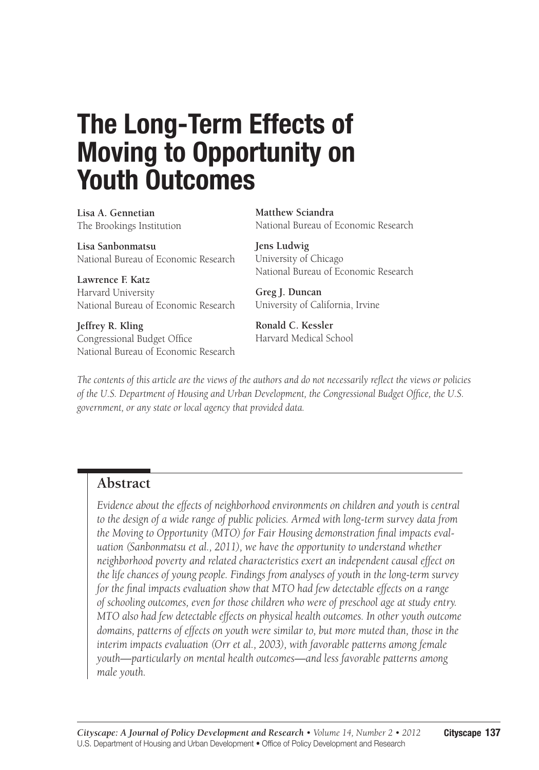# The Long-Term Effects of Moving to Opportunity on Youth Outcomes

**Lisa A. Gennetian**
The Brookings Institution

**Lisa Sanbonmatsu**
National Bureau of Economic Research

**Lawrence F. Katz**
Harvard University
National Bureau of Economic Research

**Jeffrey R. Kling**
Congressional Budget Office
National Bureau of Economic Research

**Matthew Sciandra**
National Bureau of Economic Research

**Jens Ludwig**
University of Chicago
National Bureau of Economic Research

**Greg J. Duncan**
University of California, Irvine

**Ronald C. Kessler**
Harvard Medical School

*The contents of this article are the views of the authors and do not necessarily reflect the views or policies of the U.S. Department of Housing and Urban Development, the Congressional Budget Office, the U.S. government, or any state or local agency that provided data.*

## Abstract

*Evidence about the effects of neighborhood environments on children and youth is central to the design of a wide range of public policies. Armed with long-term survey data from the Moving to Opportunity (MTO) for Fair Housing demonstration final impacts evaluation (Sanbonmatsu et al., 2011), we have the opportunity to understand whether neighborhood poverty and related characteristics exert an independent causal effect on the life chances of young people. Findings from analyses of youth in the long-term survey for the final impacts evaluation show that MTO had few detectable effects on a range of schooling outcomes, even for those children who were of preschool age at study entry. MTO also had few detectable effects on physical health outcomes. In other youth outcome domains, patterns of effects on youth were similar to, but more muted than, those in the interim impacts evaluation (Orr et al., 2003), with favorable patterns among female youth—particularly on mental health outcomes—and less favorable patterns among male youth.*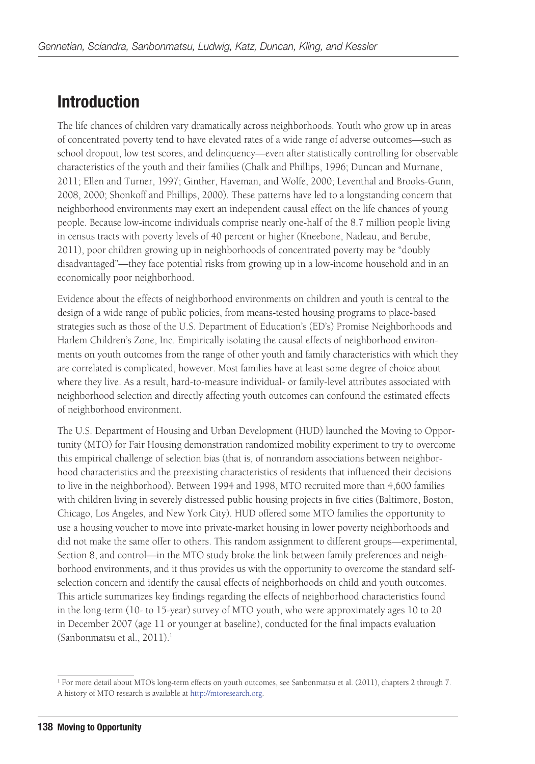## Introduction

The life chances of children vary dramatically across neighborhoods. Youth who grow up in areas of concentrated poverty tend to have elevated rates of a wide range of adverse outcomes—such as school dropout, low test scores, and delinquency—even after statistically controlling for observable characteristics of the youth and their families (Chalk and Phillips, 1996; Duncan and Murnane, 2011; Ellen and Turner, 1997; Ginther, Haveman, and Wolfe, 2000; Leventhal and Brooks-Gunn, 2008, 2000; Shonkoff and Phillips, 2000). These patterns have led to a longstanding concern that neighborhood environments may exert an independent causal effect on the life chances of young people. Because low-income individuals comprise nearly one-half of the 8.7 million people living in census tracts with poverty levels of 40 percent or higher (Kneebone, Nadeau, and Berube, 2011), poor children growing up in neighborhoods of concentrated poverty may be "doubly disadvantaged"—they face potential risks from growing up in a low-income household and in an economically poor neighborhood.

Evidence about the effects of neighborhood environments on children and youth is central to the design of a wide range of public policies, from means-tested housing programs to place-based strategies such as those of the U.S. Department of Education's (ED's) Promise Neighborhoods and Harlem Children's Zone, Inc. Empirically isolating the causal effects of neighborhood environments on youth outcomes from the range of other youth and family characteristics with which they are correlated is complicated, however. Most families have at least some degree of choice about where they live. As a result, hard-to-measure individual- or family-level attributes associated with neighborhood selection and directly affecting youth outcomes can confound the estimated effects of neighborhood environment.

The U.S. Department of Housing and Urban Development (HUD) launched the Moving to Opportunity (MTO) for Fair Housing demonstration randomized mobility experiment to try to overcome this empirical challenge of selection bias (that is, of nonrandom associations between neighborhood characteristics and the preexisting characteristics of residents that influenced their decisions to live in the neighborhood). Between 1994 and 1998, MTO recruited more than 4,600 families with children living in severely distressed public housing projects in five cities (Baltimore, Boston, Chicago, Los Angeles, and New York City). HUD offered some MTO families the opportunity to use a housing voucher to move into private-market housing in lower poverty neighborhoods and did not make the same offer to others. This random assignment to different groups—experimental, Section 8, and control—in the MTO study broke the link between family preferences and neighborhood environments, and it thus provides us with the opportunity to overcome the standard self-selection concern and identify the causal effects of neighborhoods on child and youth outcomes. This article summarizes key findings regarding the effects of neighborhood characteristics found in the long-term (10- to 15-year) survey of MTO youth, who were approximately ages 10 to 20 in December 2007 (age 11 or younger at baseline), conducted for the final impacts evaluation (Sanbonmatsu et al., 2011).[1]

[1] For more detail about MTO's long-term effects on youth outcomes, see Sanbonmatsu et al. (2011), chapters 2 through 7. A history of MTO research is available at http://mtoresearch.org.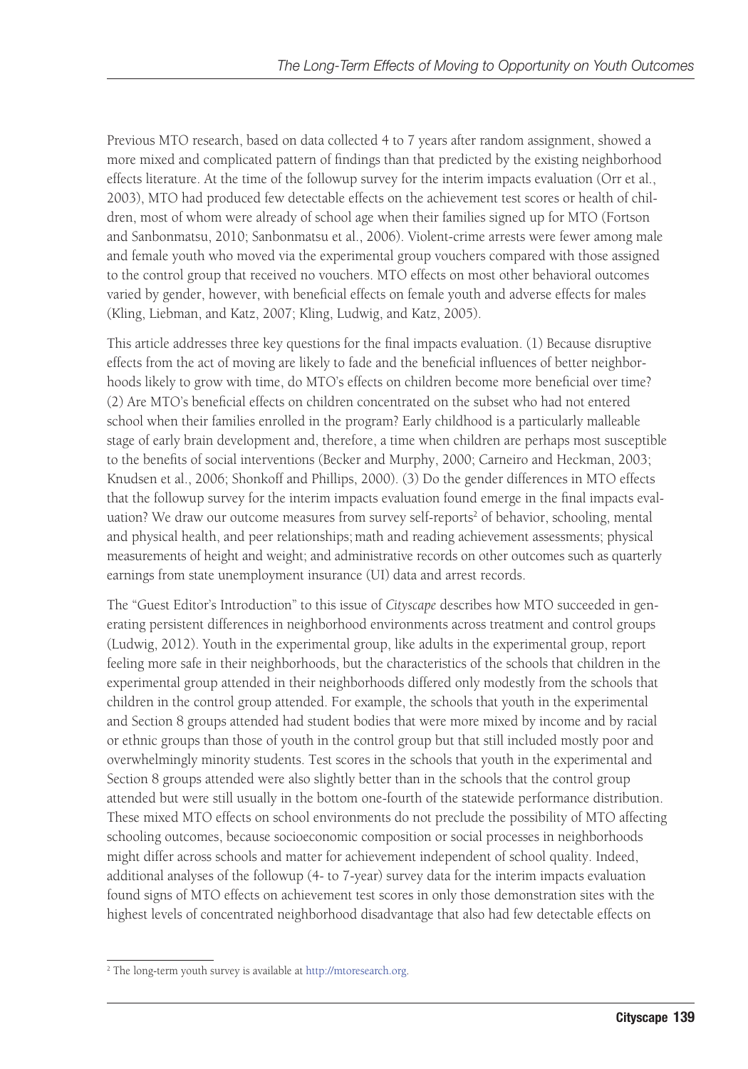Previous MTO research, based on data collected 4 to 7 years after random assignment, showed a more mixed and complicated pattern of findings than that predicted by the existing neighborhood effects literature. At the time of the followup survey for the interim impacts evaluation (Orr et al., 2003), MTO had produced few detectable effects on the achievement test scores or health of children, most of whom were already of school age when their families signed up for MTO (Fortson and Sanbonmatsu, 2010; Sanbonmatsu et al., 2006). Violent-crime arrests were fewer among male and female youth who moved via the experimental group vouchers compared with those assigned to the control group that received no vouchers. MTO effects on most other behavioral outcomes varied by gender, however, with beneficial effects on female youth and adverse effects for males (Kling, Liebman, and Katz, 2007; Kling, Ludwig, and Katz, 2005).

This article addresses three key questions for the final impacts evaluation. (1) Because disruptive effects from the act of moving are likely to fade and the beneficial influences of better neighborhoods likely to grow with time, do MTO's effects on children become more beneficial over time? (2) Are MTO's beneficial effects on children concentrated on the subset who had not entered school when their families enrolled in the program? Early childhood is a particularly malleable stage of early brain development and, therefore, a time when children are perhaps most susceptible to the benefits of social interventions (Becker and Murphy, 2000; Carneiro and Heckman, 2003; Knudsen et al., 2006; Shonkoff and Phillips, 2000). (3) Do the gender differences in MTO effects that the followup survey for the interim impacts evaluation found emerge in the final impacts evaluation? We draw our outcome measures from survey self-reports[2] of behavior, schooling, mental and physical health, and peer relationships; math and reading achievement assessments; physical measurements of height and weight; and administrative records on other outcomes such as quarterly earnings from state unemployment insurance (UI) data and arrest records.

The "Guest Editor's Introduction" to this issue of *Cityscape* describes how MTO succeeded in generating persistent differences in neighborhood environments across treatment and control groups (Ludwig, 2012). Youth in the experimental group, like adults in the experimental group, report feeling more safe in their neighborhoods, but the characteristics of the schools that children in the experimental group attended in their neighborhoods differed only modestly from the schools that children in the control group attended. For example, the schools that youth in the experimental and Section 8 groups attended had student bodies that were more mixed by income and by racial or ethnic groups than those of youth in the control group but that still included mostly poor and overwhelmingly minority students. Test scores in the schools that youth in the experimental and Section 8 groups attended were also slightly better than in the schools that the control group attended but were still usually in the bottom one-fourth of the statewide performance distribution. These mixed MTO effects on school environments do not preclude the possibility of MTO affecting schooling outcomes, because socioeconomic composition or social processes in neighborhoods might differ across schools and matter for achievement independent of school quality. Indeed, additional analyses of the followup (4- to 7-year) survey data for the interim impacts evaluation found signs of MTO effects on achievement test scores in only those demonstration sites with the highest levels of concentrated neighborhood disadvantage that also had few detectable effects on

[2] The long-term youth survey is available at http://mtoresearch.org.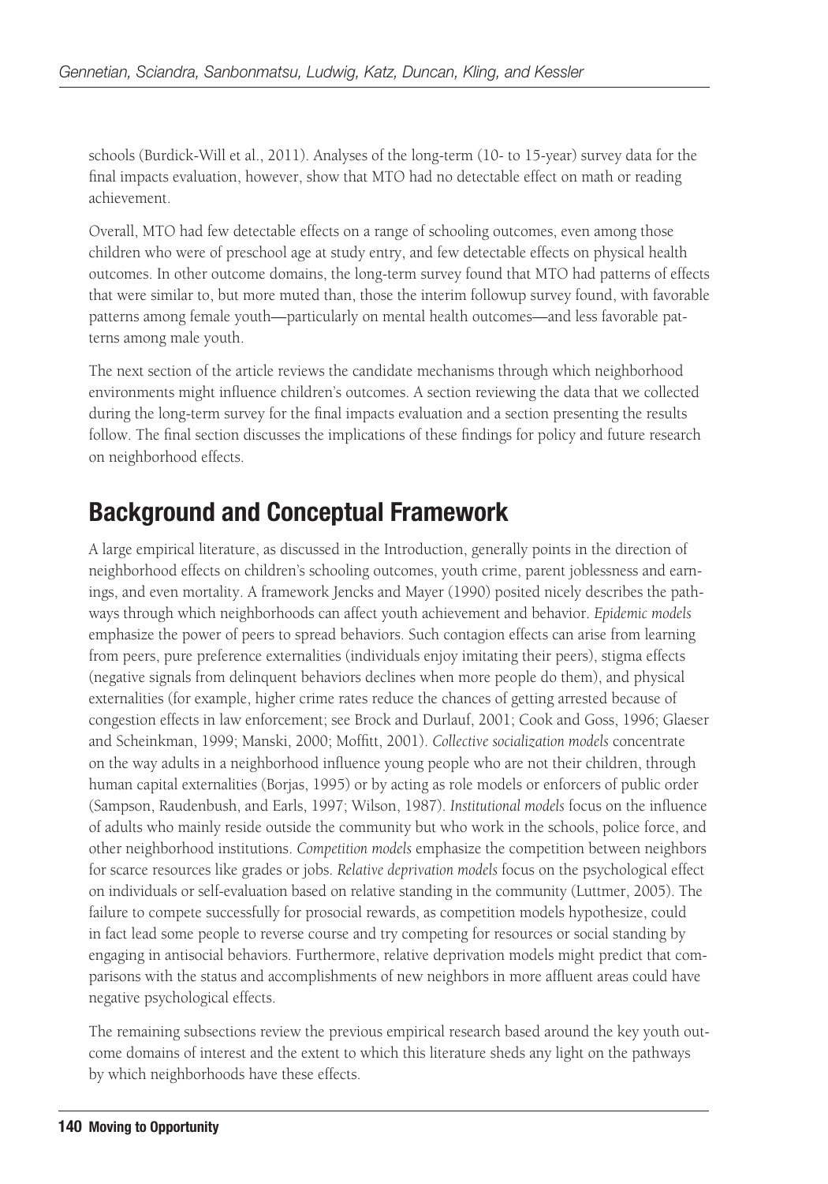schools (Burdick-Will et al., 2011). Analyses of the long-term (10- to 15-year) survey data for the final impacts evaluation, however, show that MTO had no detectable effect on math or reading achievement.

Overall, MTO had few detectable effects on a range of schooling outcomes, even among those children who were of preschool age at study entry, and few detectable effects on physical health outcomes. In other outcome domains, the long-term survey found that MTO had patterns of effects that were similar to, but more muted than, those the interim followup survey found, with favorable patterns among female youth—particularly on mental health outcomes—and less favorable patterns among male youth.

The next section of the article reviews the candidate mechanisms through which neighborhood environments might influence children's outcomes. A section reviewing the data that we collected during the long-term survey for the final impacts evaluation and a section presenting the results follow. The final section discusses the implications of these findings for policy and future research on neighborhood effects.

## Background and Conceptual Framework

A large empirical literature, as discussed in the Introduction, generally points in the direction of neighborhood effects on children's schooling outcomes, youth crime, parent joblessness and earnings, and even mortality. A framework Jencks and Mayer (1990) posited nicely describes the pathways through which neighborhoods can affect youth achievement and behavior. *Epidemic models* emphasize the power of peers to spread behaviors. Such contagion effects can arise from learning from peers, pure preference externalities (individuals enjoy imitating their peers), stigma effects (negative signals from delinquent behaviors declines when more people do them), and physical externalities (for example, higher crime rates reduce the chances of getting arrested because of congestion effects in law enforcement; see Brock and Durlauf, 2001; Cook and Goss, 1996; Glaeser and Scheinkman, 1999; Manski, 2000; Moffitt, 2001). *Collective socialization models* concentrate on the way adults in a neighborhood influence young people who are not their children, through human capital externalities (Borjas, 1995) or by acting as role models or enforcers of public order (Sampson, Raudenbush, and Earls, 1997; Wilson, 1987). *Institutional models* focus on the influence of adults who mainly reside outside the community but who work in the schools, police force, and other neighborhood institutions. *Competition models* emphasize the competition between neighbors for scarce resources like grades or jobs. *Relative deprivation models* focus on the psychological effect on individuals or self-evaluation based on relative standing in the community (Luttmer, 2005). The failure to compete successfully for prosocial rewards, as competition models hypothesize, could in fact lead some people to reverse course and try competing for resources or social standing by engaging in antisocial behaviors. Furthermore, relative deprivation models might predict that comparisons with the status and accomplishments of new neighbors in more affluent areas could have negative psychological effects.

The remaining subsections review the previous empirical research based around the key youth outcome domains of interest and the extent to which this literature sheds any light on the pathways by which neighborhoods have these effects.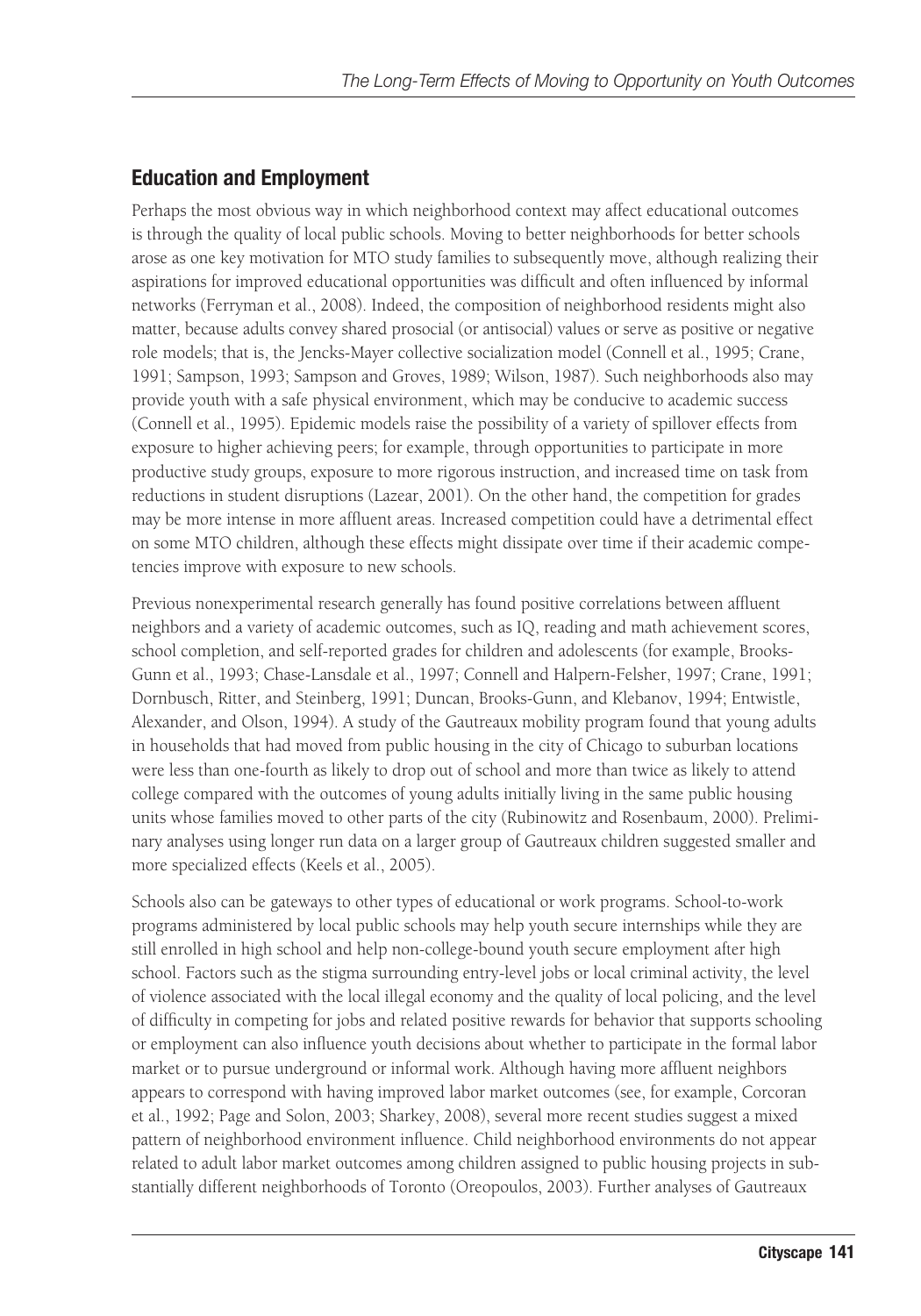## Education and Employment

Perhaps the most obvious way in which neighborhood context may affect educational outcomes is through the quality of local public schools. Moving to better neighborhoods for better schools arose as one key motivation for MTO study families to subsequently move, although realizing their aspirations for improved educational opportunities was difficult and often influenced by informal networks (Ferryman et al., 2008). Indeed, the composition of neighborhood residents might also matter, because adults convey shared prosocial (or antisocial) values or serve as positive or negative role models; that is, the Jencks-Mayer collective socialization model (Connell et al., 1995; Crane, 1991; Sampson, 1993; Sampson and Groves, 1989; Wilson, 1987). Such neighborhoods also may provide youth with a safe physical environment, which may be conducive to academic success (Connell et al., 1995). Epidemic models raise the possibility of a variety of spillover effects from exposure to higher achieving peers; for example, through opportunities to participate in more productive study groups, exposure to more rigorous instruction, and increased time on task from reductions in student disruptions (Lazear, 2001). On the other hand, the competition for grades may be more intense in more affluent areas. Increased competition could have a detrimental effect on some MTO children, although these effects might dissipate over time if their academic competencies improve with exposure to new schools.

Previous nonexperimental research generally has found positive correlations between affluent neighbors and a variety of academic outcomes, such as IQ, reading and math achievement scores, school completion, and self-reported grades for children and adolescents (for example, Brooks-Gunn et al., 1993; Chase-Lansdale et al., 1997; Connell and Halpern-Felsher, 1997; Crane, 1991; Dornbusch, Ritter, and Steinberg, 1991; Duncan, Brooks-Gunn, and Klebanov, 1994; Entwistle, Alexander, and Olson, 1994). A study of the Gautreaux mobility program found that young adults in households that had moved from public housing in the city of Chicago to suburban locations were less than one-fourth as likely to drop out of school and more than twice as likely to attend college compared with the outcomes of young adults initially living in the same public housing units whose families moved to other parts of the city (Rubinowitz and Rosenbaum, 2000). Preliminary analyses using longer run data on a larger group of Gautreaux children suggested smaller and more specialized effects (Keels et al., 2005).

Schools also can be gateways to other types of educational or work programs. School-to-work programs administered by local public schools may help youth secure internships while they are still enrolled in high school and help non-college-bound youth secure employment after high school. Factors such as the stigma surrounding entry-level jobs or local criminal activity, the level of violence associated with the local illegal economy and the quality of local policing, and the level of difficulty in competing for jobs and related positive rewards for behavior that supports schooling or employment can also influence youth decisions about whether to participate in the formal labor market or to pursue underground or informal work. Although having more affluent neighbors appears to correspond with having improved labor market outcomes (see, for example, Corcoran et al., 1992; Page and Solon, 2003; Sharkey, 2008), several more recent studies suggest a mixed pattern of neighborhood environment influence. Child neighborhood environments do not appear related to adult labor market outcomes among children assigned to public housing projects in substantially different neighborhoods of Toronto (Oreopoulos, 2003). Further analyses of Gautreaux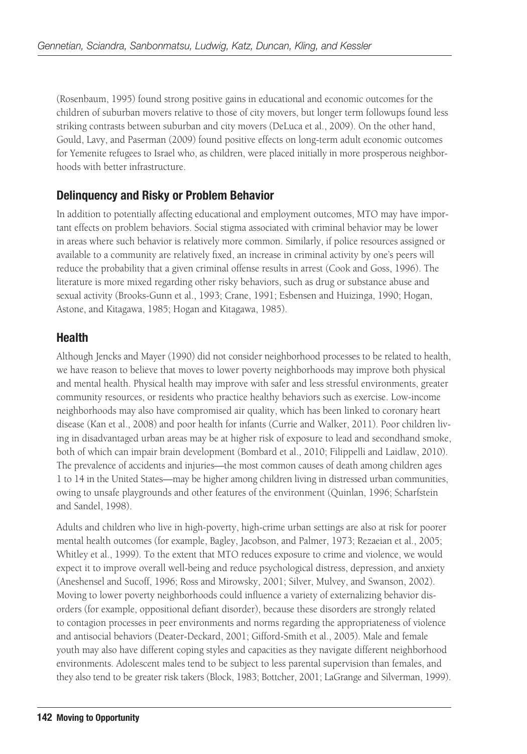(Rosenbaum, 1995) found strong positive gains in educational and economic outcomes for the children of suburban movers relative to those of city movers, but longer term followups found less striking contrasts between suburban and city movers (DeLuca et al., 2009). On the other hand, Gould, Lavy, and Paserman (2009) found positive effects on long-term adult economic outcomes for Yemenite refugees to Israel who, as children, were placed initially in more prosperous neighborhoods with better infrastructure.

## Delinquency and Risky or Problem Behavior

In addition to potentially affecting educational and employment outcomes, MTO may have important effects on problem behaviors. Social stigma associated with criminal behavior may be lower in areas where such behavior is relatively more common. Similarly, if police resources assigned or available to a community are relatively fixed, an increase in criminal activity by one's peers will reduce the probability that a given criminal offense results in arrest (Cook and Goss, 1996). The literature is more mixed regarding other risky behaviors, such as drug or substance abuse and sexual activity (Brooks-Gunn et al., 1993; Crane, 1991; Esbensen and Huizinga, 1990; Hogan, Astone, and Kitagawa, 1985; Hogan and Kitagawa, 1985).

## Health

Although Jencks and Mayer (1990) did not consider neighborhood processes to be related to health, we have reason to believe that moves to lower poverty neighborhoods may improve both physical and mental health. Physical health may improve with safer and less stressful environments, greater community resources, or residents who practice healthy behaviors such as exercise. Low-income neighborhoods may also have compromised air quality, which has been linked to coronary heart disease (Kan et al., 2008) and poor health for infants (Currie and Walker, 2011). Poor children living in disadvantaged urban areas may be at higher risk of exposure to lead and secondhand smoke, both of which can impair brain development (Bombard et al., 2010; Filippelli and Laidlaw, 2010). The prevalence of accidents and injuries—the most common causes of death among children ages 1 to 14 in the United States—may be higher among children living in distressed urban communities, owing to unsafe playgrounds and other features of the environment (Quinlan, 1996; Scharfstein and Sandel, 1998).

Adults and children who live in high-poverty, high-crime urban settings are also at risk for poorer mental health outcomes (for example, Bagley, Jacobson, and Palmer, 1973; Rezaeian et al., 2005; Whitley et al., 1999). To the extent that MTO reduces exposure to crime and violence, we would expect it to improve overall well-being and reduce psychological distress, depression, and anxiety (Aneshensel and Sucoff, 1996; Ross and Mirowsky, 2001; Silver, Mulvey, and Swanson, 2002). Moving to lower poverty neighborhoods could influence a variety of externalizing behavior disorders (for example, oppositional defiant disorder), because these disorders are strongly related to contagion processes in peer environments and norms regarding the appropriateness of violence and antisocial behaviors (Deater-Deckard, 2001; Gifford-Smith et al., 2005). Male and female youth may also have different coping styles and capacities as they navigate different neighborhood environments. Adolescent males tend to be subject to less parental supervision than females, and they also tend to be greater risk takers (Block, 1983; Bottcher, 2001; LaGrange and Silverman, 1999).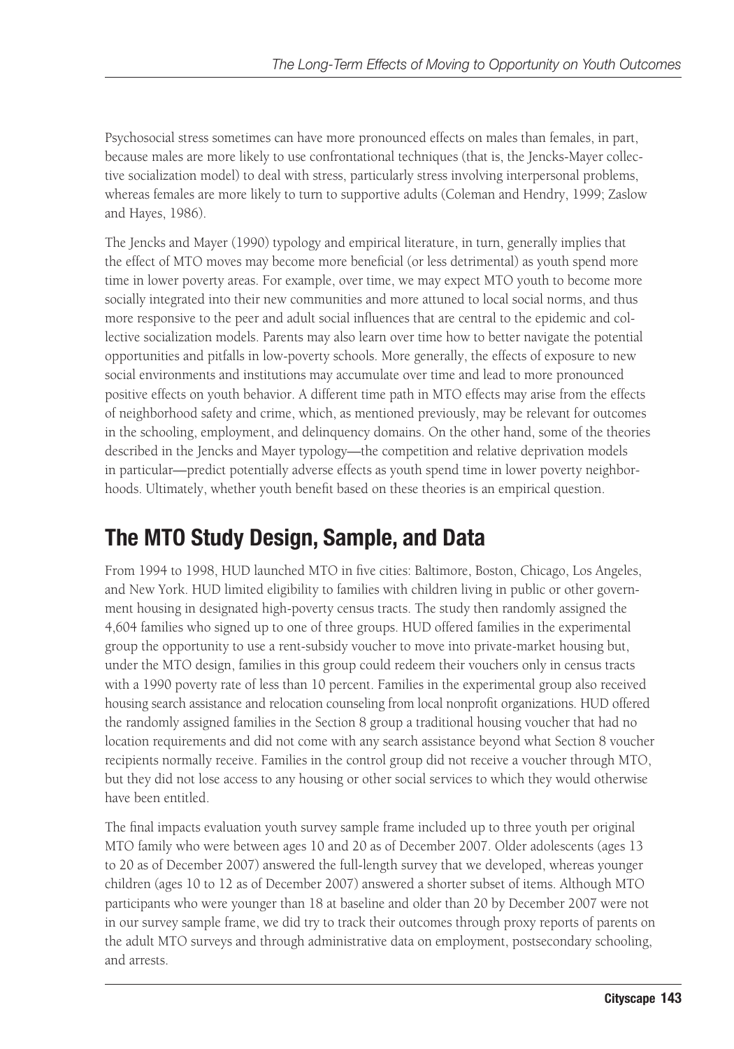Psychosocial stress sometimes can have more pronounced effects on males than females, in part, because males are more likely to use confrontational techniques (that is, the Jencks-Mayer collective socialization model) to deal with stress, particularly stress involving interpersonal problems, whereas females are more likely to turn to supportive adults (Coleman and Hendry, 1999; Zaslow and Hayes, 1986).

The Jencks and Mayer (1990) typology and empirical literature, in turn, generally implies that the effect of MTO moves may become more beneficial (or less detrimental) as youth spend more time in lower poverty areas. For example, over time, we may expect MTO youth to become more socially integrated into their new communities and more attuned to local social norms, and thus more responsive to the peer and adult social influences that are central to the epidemic and collective socialization models. Parents may also learn over time how to better navigate the potential opportunities and pitfalls in low-poverty schools. More generally, the effects of exposure to new social environments and institutions may accumulate over time and lead to more pronounced positive effects on youth behavior. A different time path in MTO effects may arise from the effects of neighborhood safety and crime, which, as mentioned previously, may be relevant for outcomes in the schooling, employment, and delinquency domains. On the other hand, some of the theories described in the Jencks and Mayer typology—the competition and relative deprivation models in particular—predict potentially adverse effects as youth spend time in lower poverty neighborhoods. Ultimately, whether youth benefit based on these theories is an empirical question.

## The MTO Study Design, Sample, and Data

From 1994 to 1998, HUD launched MTO in five cities: Baltimore, Boston, Chicago, Los Angeles, and New York. HUD limited eligibility to families with children living in public or other government housing in designated high-poverty census tracts. The study then randomly assigned the 4,604 families who signed up to one of three groups. HUD offered families in the experimental group the opportunity to use a rent-subsidy voucher to move into private-market housing but, under the MTO design, families in this group could redeem their vouchers only in census tracts with a 1990 poverty rate of less than 10 percent. Families in the experimental group also received housing search assistance and relocation counseling from local nonprofit organizations. HUD offered the randomly assigned families in the Section 8 group a traditional housing voucher that had no location requirements and did not come with any search assistance beyond what Section 8 voucher recipients normally receive. Families in the control group did not receive a voucher through MTO, but they did not lose access to any housing or other social services to which they would otherwise have been entitled.

The final impacts evaluation youth survey sample frame included up to three youth per original MTO family who were between ages 10 and 20 as of December 2007. Older adolescents (ages 13 to 20 as of December 2007) answered the full-length survey that we developed, whereas younger children (ages 10 to 12 as of December 2007) answered a shorter subset of items. Although MTO participants who were younger than 18 at baseline and older than 20 by December 2007 were not in our survey sample frame, we did try to track their outcomes through proxy reports of parents on the adult MTO surveys and through administrative data on employment, postsecondary schooling, and arrests.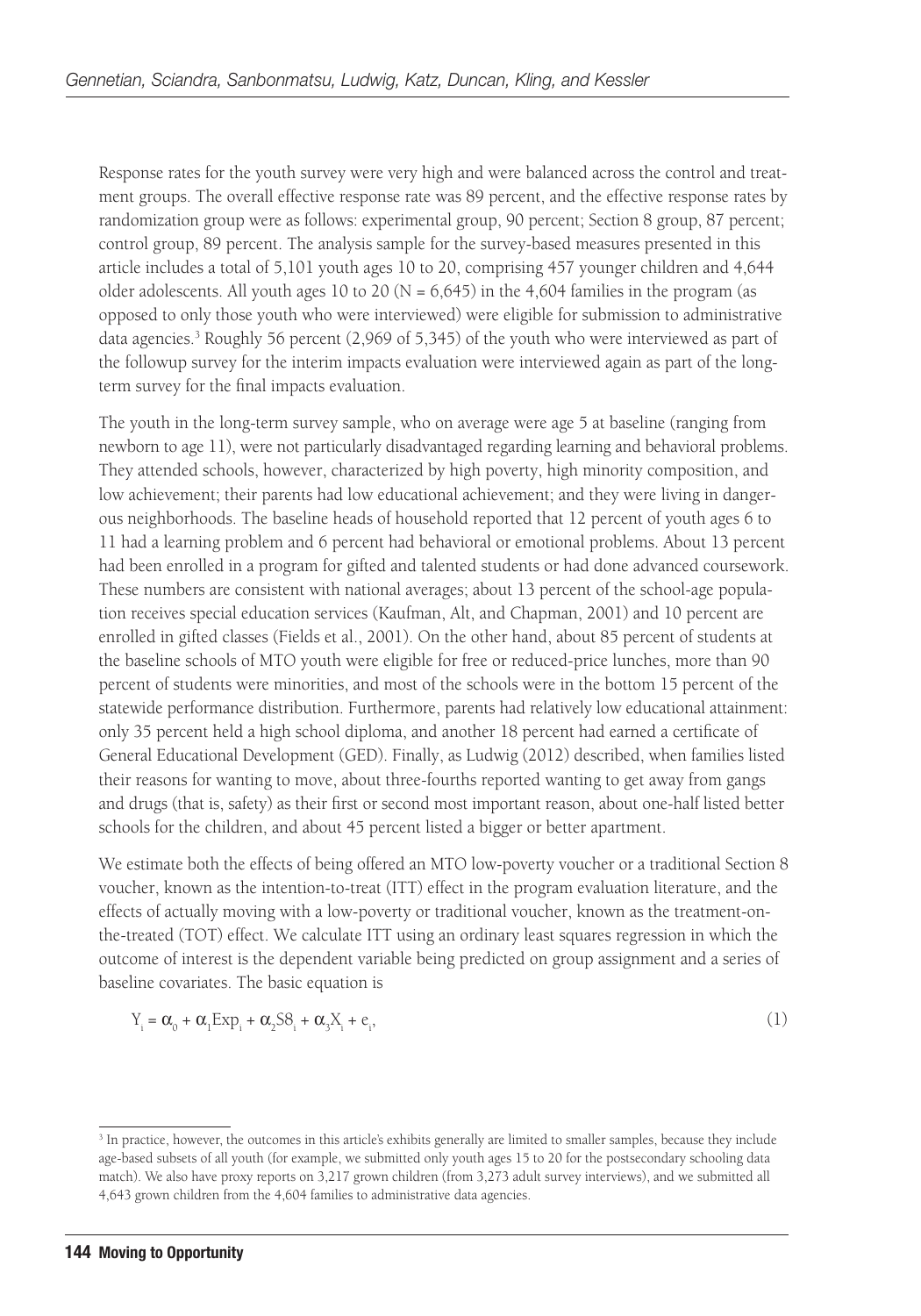Response rates for the youth survey were very high and were balanced across the control and treatment groups. The overall effective response rate was 89 percent, and the effective response rates by randomization group were as follows: experimental group, 90 percent; Section 8 group, 87 percent; control group, 89 percent. The analysis sample for the survey-based measures presented in this article includes a total of 5,101 youth ages 10 to 20, comprising 457 younger children and 4,644 older adolescents. All youth ages 10 to 20 (N = 6,645) in the 4,604 families in the program (as opposed to only those youth who were interviewed) were eligible for submission to administrative data agencies.[3] Roughly 56 percent (2,969 of 5,345) of the youth who were interviewed as part of the followup survey for the interim impacts evaluation were interviewed again as part of the long-term survey for the final impacts evaluation.

The youth in the long-term survey sample, who on average were age 5 at baseline (ranging from newborn to age 11), were not particularly disadvantaged regarding learning and behavioral problems. They attended schools, however, characterized by high poverty, high minority composition, and low achievement; their parents had low educational achievement; and they were living in dangerous neighborhoods. The baseline heads of household reported that 12 percent of youth ages 6 to 11 had a learning problem and 6 percent had behavioral or emotional problems. About 13 percent had been enrolled in a program for gifted and talented students or had done advanced coursework. These numbers are consistent with national averages; about 13 percent of the school-age population receives special education services (Kaufman, Alt, and Chapman, 2001) and 10 percent are enrolled in gifted classes (Fields et al., 2001). On the other hand, about 85 percent of students at the baseline schools of MTO youth were eligible for free or reduced-price lunches, more than 90 percent of students were minorities, and most of the schools were in the bottom 15 percent of the statewide performance distribution. Furthermore, parents had relatively low educational attainment: only 35 percent held a high school diploma, and another 18 percent had earned a certificate of General Educational Development (GED). Finally, as Ludwig (2012) described, when families listed their reasons for wanting to move, about three-fourths reported wanting to get away from gangs and drugs (that is, safety) as their first or second most important reason, about one-half listed better schools for the children, and about 45 percent listed a bigger or better apartment.

We estimate both the effects of being offered an MTO low-poverty voucher or a traditional Section 8 voucher, known as the intention-to-treat (ITT) effect in the program evaluation literature, and the effects of actually moving with a low-poverty or traditional voucher, known as the treatment-on-the-treated (TOT) effect. We calculate ITT using an ordinary least squares regression in which the outcome of interest is the dependent variable being predicted on group assignment and a series of baseline covariates. The basic equation is

$$Y_i = \alpha_0 + \alpha_1 Exp_i + \alpha_2 S8_i + \alpha_3 X_i + e_i, \tag{1}$$

[3] In practice, however, the outcomes in this article's exhibits generally are limited to smaller samples, because they include age-based subsets of all youth (for example, we submitted only youth ages 15 to 20 for the postsecondary schooling data match). We also have proxy reports on 3,217 grown children (from 3,273 adult survey interviews), and we submitted all 4,643 grown children from the 4,604 families to administrative data agencies.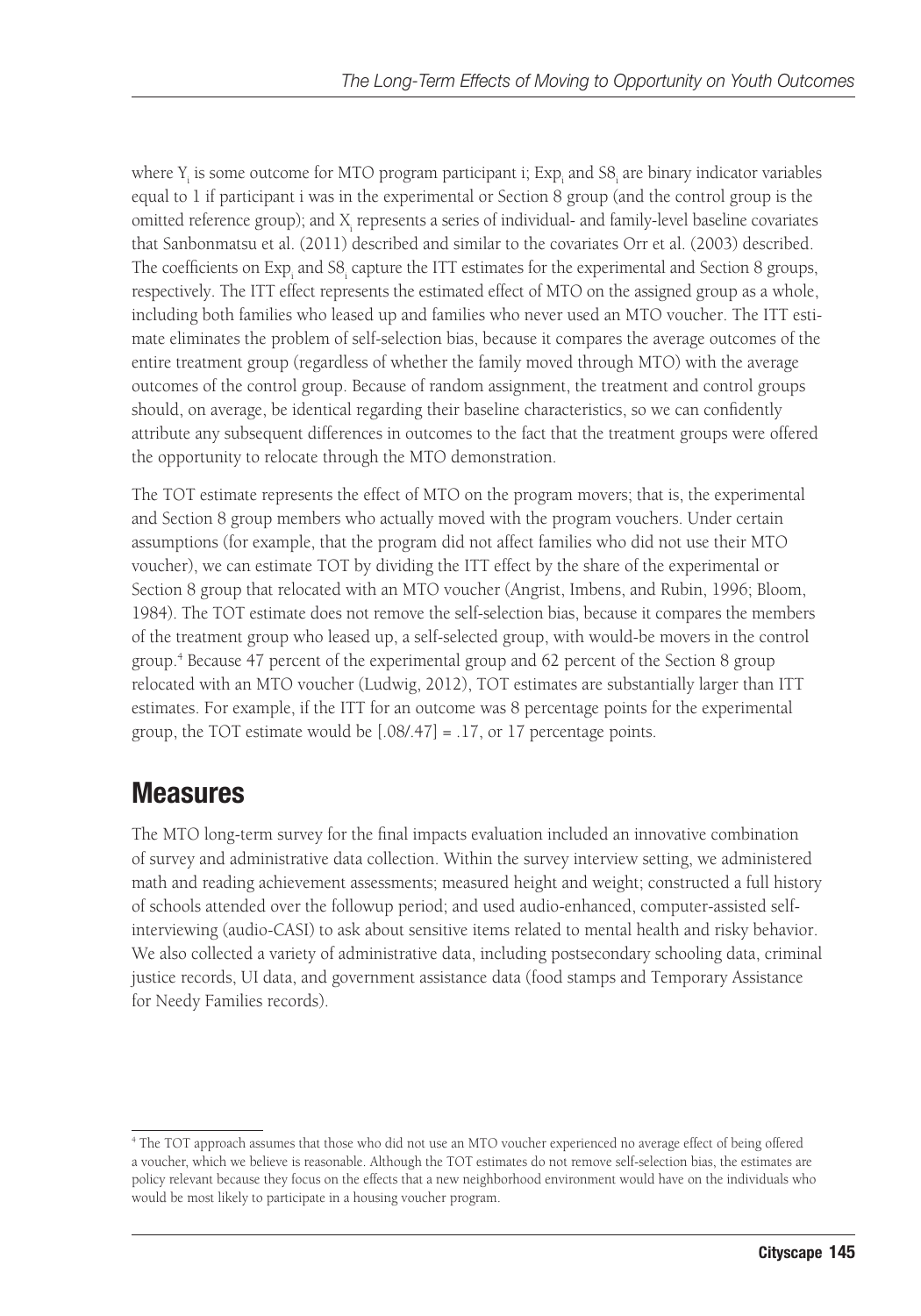where $Y_i$ is some outcome for MTO program participant i; $Exp_i$ and $S8_i$ are binary indicator variables equal to 1 if participant i was in the experimental or Section 8 group (and the control group is the omitted reference group); and $X_i$ represents a series of individual- and family-level baseline covariates that Sanbonmatsu et al. (2011) described and similar to the covariates Orr et al. (2003) described. The coefficients on $Exp_i$ and $S8_i$ capture the ITT estimates for the experimental and Section 8 groups, respectively. The ITT effect represents the estimated effect of MTO on the assigned group as a whole, including both families who leased up and families who never used an MTO voucher. The ITT estimate eliminates the problem of self-selection bias, because it compares the average outcomes of the entire treatment group (regardless of whether the family moved through MTO) with the average outcomes of the control group. Because of random assignment, the treatment and control groups should, on average, be identical regarding their baseline characteristics, so we can confidently attribute any subsequent differences in outcomes to the fact that the treatment groups were offered the opportunity to relocate through the MTO demonstration.

The TOT estimate represents the effect of MTO on the program movers; that is, the experimental and Section 8 group members who actually moved with the program vouchers. Under certain assumptions (for example, that the program did not affect families who did not use their MTO voucher), we can estimate TOT by dividing the ITT effect by the share of the experimental or Section 8 group that relocated with an MTO voucher (Angrist, Imbens, and Rubin, 1996; Bloom, 1984). The TOT estimate does not remove the self-selection bias, because it compares the members of the treatment group who leased up, a self-selected group, with would-be movers in the control group.[4] Because 47 percent of the experimental group and 62 percent of the Section 8 group relocated with an MTO voucher (Ludwig, 2012), TOT estimates are substantially larger than ITT estimates. For example, if the ITT for an outcome was 8 percentage points for the experimental group, the TOT estimate would be [.08/.47] = .17, or 17 percentage points.

## Measures

The MTO long-term survey for the final impacts evaluation included an innovative combination of survey and administrative data collection. Within the survey interview setting, we administered math and reading achievement assessments; measured height and weight; constructed a full history of schools attended over the followup period; and used audio-enhanced, computer-assisted self-interviewing (audio-CASI) to ask about sensitive items related to mental health and risky behavior. We also collected a variety of administrative data, including postsecondary schooling data, criminal justice records, UI data, and government assistance data (food stamps and Temporary Assistance for Needy Families records).

[4] The TOT approach assumes that those who did not use an MTO voucher experienced no average effect of being offered a voucher, which we believe is reasonable. Although the TOT estimates do not remove self-selection bias, the estimates are policy relevant because they focus on the effects that a new neighborhood environment would have on the individuals who would be most likely to participate in a housing voucher program.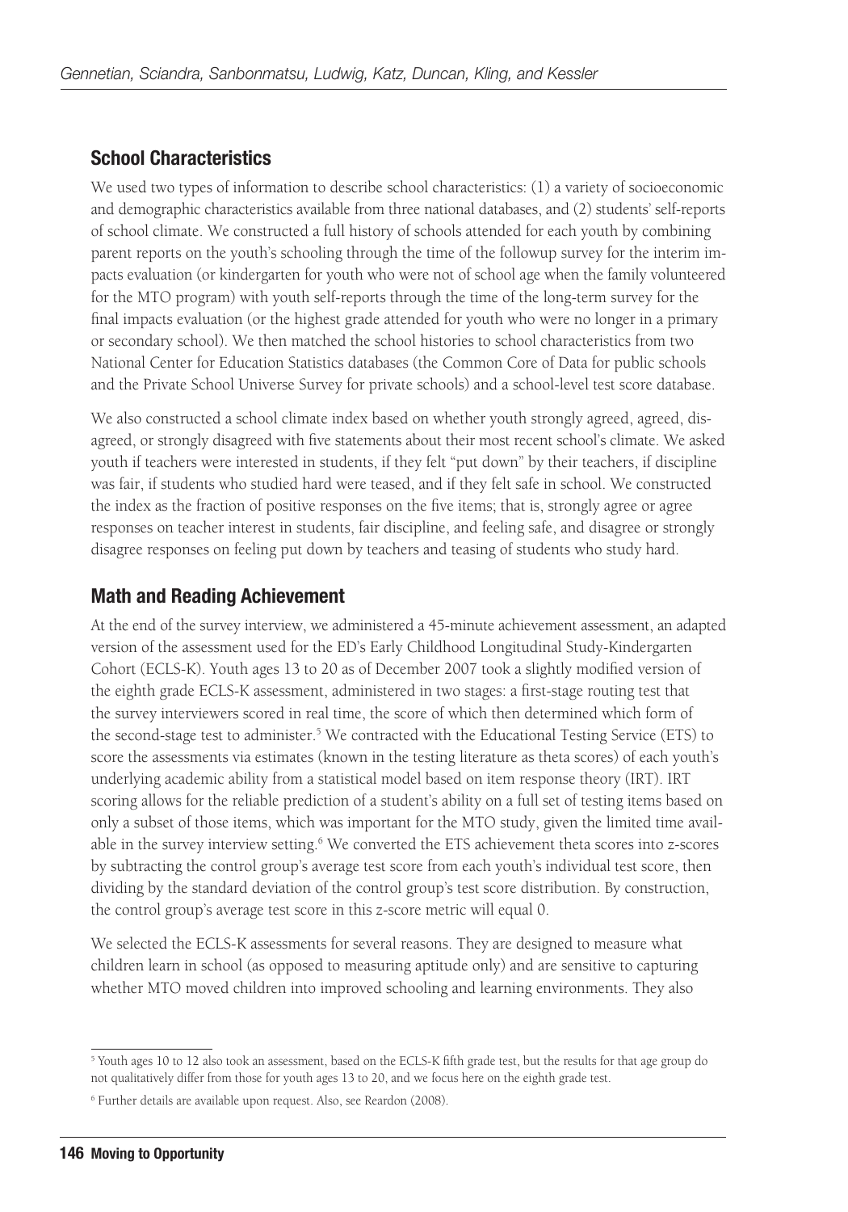## School Characteristics

We used two types of information to describe school characteristics: (1) a variety of socioeconomic and demographic characteristics available from three national databases, and (2) students' self-reports of school climate. We constructed a full history of schools attended for each youth by combining parent reports on the youth's schooling through the time of the followup survey for the interim impacts evaluation (or kindergarten for youth who were not of school age when the family volunteered for the MTO program) with youth self-reports through the time of the long-term survey for the final impacts evaluation (or the highest grade attended for youth who were no longer in a primary or secondary school). We then matched the school histories to school characteristics from two National Center for Education Statistics databases (the Common Core of Data for public schools and the Private School Universe Survey for private schools) and a school-level test score database.

We also constructed a school climate index based on whether youth strongly agreed, agreed, disagreed, or strongly disagreed with five statements about their most recent school's climate. We asked youth if teachers were interested in students, if they felt "put down" by their teachers, if discipline was fair, if students who studied hard were teased, and if they felt safe in school. We constructed the index as the fraction of positive responses on the five items; that is, strongly agree or agree responses on teacher interest in students, fair discipline, and feeling safe, and disagree or strongly disagree responses on feeling put down by teachers and teasing of students who study hard.

## Math and Reading Achievement

At the end of the survey interview, we administered a 45-minute achievement assessment, an adapted version of the assessment used for the ED's Early Childhood Longitudinal Study-Kindergarten Cohort (ECLS-K). Youth ages 13 to 20 as of December 2007 took a slightly modified version of the eighth grade ECLS-K assessment, administered in two stages: a first-stage routing test that the survey interviewers scored in real time, the score of which then determined which form of the second-stage test to administer.[5] We contracted with the Educational Testing Service (ETS) to score the assessments via estimates (known in the testing literature as theta scores) of each youth's underlying academic ability from a statistical model based on item response theory (IRT). IRT scoring allows for the reliable prediction of a student's ability on a full set of testing items based on only a subset of those items, which was important for the MTO study, given the limited time available in the survey interview setting.[6] We converted the ETS achievement theta scores into z-scores by subtracting the control group's average test score from each youth's individual test score, then dividing by the standard deviation of the control group's test score distribution. By construction, the control group's average test score in this z-score metric will equal 0.

We selected the ECLS-K assessments for several reasons. They are designed to measure what children learn in school (as opposed to measuring aptitude only) and are sensitive to capturing whether MTO moved children into improved schooling and learning environments. They also

[5] Youth ages 10 to 12 also took an assessment, based on the ECLS-K fifth grade test, but the results for that age group do not qualitatively differ from those for youth ages 13 to 20, and we focus here on the eighth grade test.

[6] Further details are available upon request. Also, see Reardon (2008).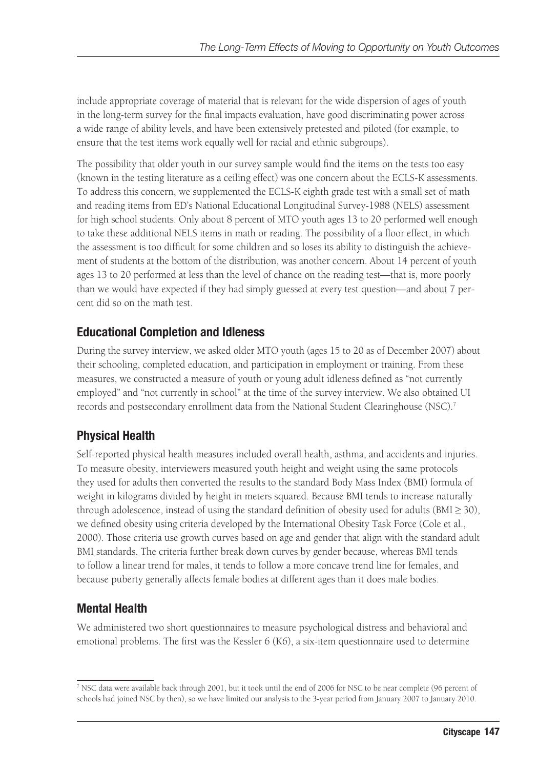include appropriate coverage of material that is relevant for the wide dispersion of ages of youth in the long-term survey for the final impacts evaluation, have good discriminating power across a wide range of ability levels, and have been extensively pretested and piloted (for example, to ensure that the test items work equally well for racial and ethnic subgroups).

The possibility that older youth in our survey sample would find the items on the tests too easy (known in the testing literature as a ceiling effect) was one concern about the ECLS-K assessments. To address this concern, we supplemented the ECLS-K eighth grade test with a small set of math and reading items from ED's National Educational Longitudinal Survey-1988 (NELS) assessment for high school students. Only about 8 percent of MTO youth ages 13 to 20 performed well enough to take these additional NELS items in math or reading. The possibility of a floor effect, in which the assessment is too difficult for some children and so loses its ability to distinguish the achievement of students at the bottom of the distribution, was another concern. About 14 percent of youth ages 13 to 20 performed at less than the level of chance on the reading test—that is, more poorly than we would have expected if they had simply guessed at every test question—and about 7 percent did so on the math test.

## Educational Completion and Idleness

During the survey interview, we asked older MTO youth (ages 15 to 20 as of December 2007) about their schooling, completed education, and participation in employment or training. From these measures, we constructed a measure of youth or young adult idleness defined as "not currently employed" and "not currently in school" at the time of the survey interview. We also obtained UI records and postsecondary enrollment data from the National Student Clearinghouse (NSC).[7]

## Physical Health

Self-reported physical health measures included overall health, asthma, and accidents and injuries. To measure obesity, interviewers measured youth height and weight using the same protocols they used for adults then converted the results to the standard Body Mass Index (BMI) formula of weight in kilograms divided by height in meters squared. Because BMI tends to increase naturally through adolescence, instead of using the standard definition of obesity used for adults ($\text{BMI} \geq 30$), we defined obesity using criteria developed by the International Obesity Task Force (Cole et al., 2000). Those criteria use growth curves based on age and gender that align with the standard adult BMI standards. The criteria further break down curves by gender because, whereas BMI tends to follow a linear trend for males, it tends to follow a more concave trend line for females, and because puberty generally affects female bodies at different ages than it does male bodies.

## Mental Health

We administered two short questionnaires to measure psychological distress and behavioral and emotional problems. The first was the Kessler 6 (K6), a six-item questionnaire used to determine

[7] NSC data were available back through 2001, but it took until the end of 2006 for NSC to be near complete (96 percent of schools had joined NSC by then), so we have limited our analysis to the 3-year period from January 2007 to January 2010.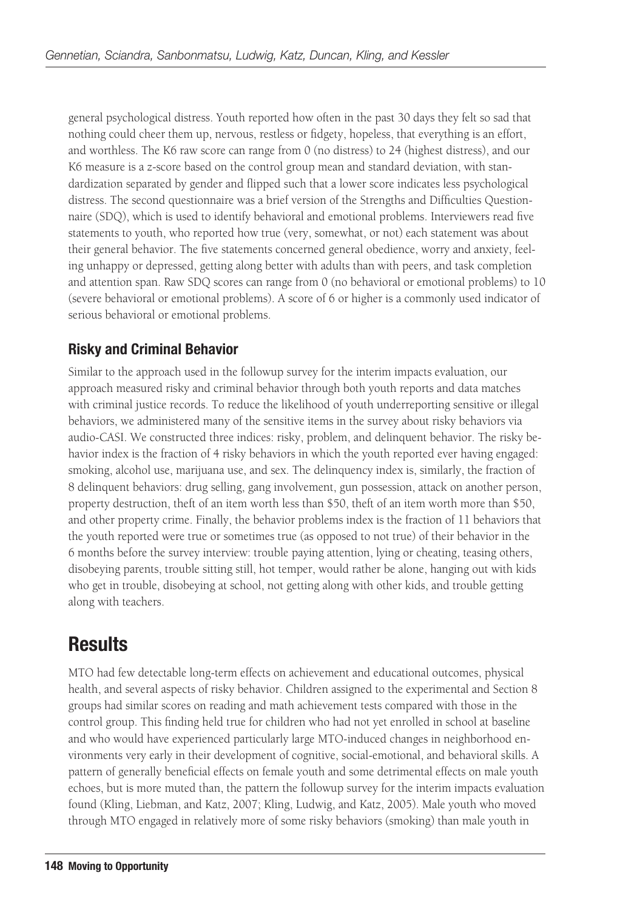general psychological distress. Youth reported how often in the past 30 days they felt so sad that nothing could cheer them up, nervous, restless or fidgety, hopeless, that everything is an effort, and worthless. The K6 raw score can range from 0 (no distress) to 24 (highest distress), and our K6 measure is a z-score based on the control group mean and standard deviation, with standardization separated by gender and flipped such that a lower score indicates less psychological distress. The second questionnaire was a brief version of the Strengths and Difficulties Questionnaire (SDQ), which is used to identify behavioral and emotional problems. Interviewers read five statements to youth, who reported how true (very, somewhat, or not) each statement was about their general behavior. The five statements concerned general obedience, worry and anxiety, feeling unhappy or depressed, getting along better with adults than with peers, and task completion and attention span. Raw SDQ scores can range from 0 (no behavioral or emotional problems) to 10 (severe behavioral or emotional problems). A score of 6 or higher is a commonly used indicator of serious behavioral or emotional problems.

### Risky and Criminal Behavior

Similar to the approach used in the followup survey for the interim impacts evaluation, our approach measured risky and criminal behavior through both youth reports and data matches with criminal justice records. To reduce the likelihood of youth underreporting sensitive or illegal behaviors, we administered many of the sensitive items in the survey about risky behaviors via audio-CASI. We constructed three indices: risky, problem, and delinquent behavior. The risky behavior index is the fraction of 4 risky behaviors in which the youth reported ever having engaged: smoking, alcohol use, marijuana use, and sex. The delinquency index is, similarly, the fraction of 8 delinquent behaviors: drug selling, gang involvement, gun possession, attack on another person, property destruction, theft of an item worth less than \$50, theft of an item worth more than \$50, and other property crime. Finally, the behavior problems index is the fraction of 11 behaviors that the youth reported were true or sometimes true (as opposed to not true) of their behavior in the 6 months before the survey interview: trouble paying attention, lying or cheating, teasing others, disobeying parents, trouble sitting still, hot temper, would rather be alone, hanging out with kids who get in trouble, disobeying at school, not getting along with other kids, and trouble getting along with teachers.

## Results

MTO had few detectable long-term effects on achievement and educational outcomes, physical health, and several aspects of risky behavior. Children assigned to the experimental and Section 8 groups had similar scores on reading and math achievement tests compared with those in the control group. This finding held true for children who had not yet enrolled in school at baseline and who would have experienced particularly large MTO-induced changes in neighborhood environments very early in their development of cognitive, social-emotional, and behavioral skills. A pattern of generally beneficial effects on female youth and some detrimental effects on male youth echoes, but is more muted than, the pattern the followup survey for the interim impacts evaluation found (Kling, Liebman, and Katz, 2007; Kling, Ludwig, and Katz, 2005). Male youth who moved through MTO engaged in relatively more of some risky behaviors (smoking) than male youth in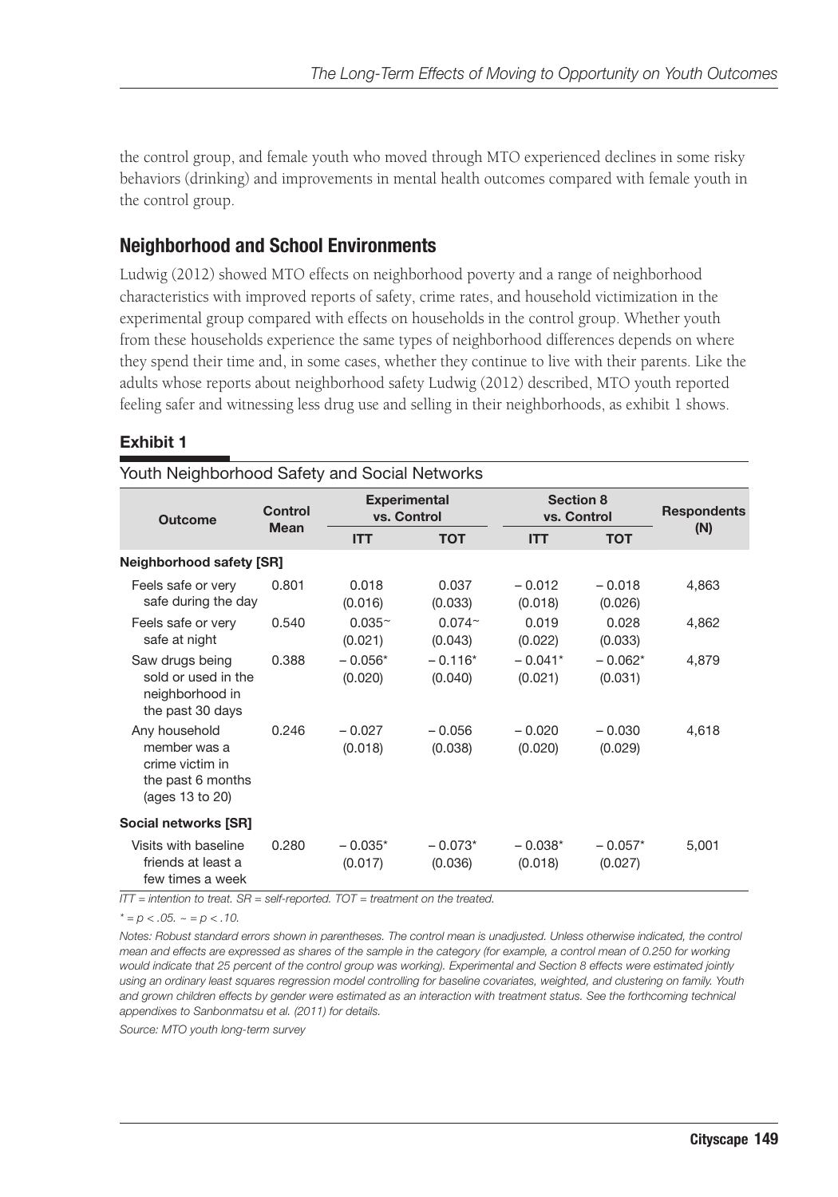the control group, and female youth who moved through MTO experienced declines in some risky behaviors (drinking) and improvements in mental health outcomes compared with female youth in the control group.

## Neighborhood and School Environments

Ludwig (2012) showed MTO effects on neighborhood poverty and a range of neighborhood characteristics with improved reports of safety, crime rates, and household victimization in the experimental group compared with effects on households in the control group. Whether youth from these households experience the same types of neighborhood differences depends on where they spend their time and, in some cases, whether they continue to live with their parents. Like the adults whose reports about neighborhood safety Ludwig (2012) described, MTO youth reported feeling safer and witnessing less drug use and selling in their neighborhoods, as exhibit 1 shows.

**Exhibit 1**

Youth Neighborhood Safety and Social Networks

| Outcome | Control Mean | Experimental vs. Control | | Section 8 vs. Control | | Respondents (N) |
|---|---|---|---|---|---|---|
| | | ITT | TOT | ITT | TOT | |
| **Neighborhood safety [SR]** | | | | | | |
| Feels safe or very safe during the day | 0.801 | 0.018 (0.016) | 0.037 (0.033) | – 0.012 (0.018) | – 0.018 (0.026) | 4,863 |
| Feels safe or very safe at night | 0.540 | 0.035~ (0.021) | 0.074~ (0.043) | 0.019 (0.022) | 0.028 (0.033) | 4,862 |
| Saw drugs being sold or used in the neighborhood in the past 30 days | 0.388 | – 0.056* (0.020) | – 0.116* (0.040) | – 0.041* (0.021) | – 0.062* (0.031) | 4,879 |
| Any household member was a crime victim in the past 6 months (ages 13 to 20) | 0.246 | – 0.027 (0.018) | – 0.056 (0.038) | – 0.020 (0.020) | – 0.030 (0.029) | 4,618 |
| **Social networks [SR]** | | | | | | |
| Visits with baseline friends at least a few times a week | 0.280 | – 0.035* (0.017) | – 0.073* (0.036) | – 0.038* (0.018) | – 0.057* (0.027) | 5,001 |

*ITT = intention to treat. SR = self-reported. TOT = treatment on the treated.*

*\* = $p < .05$. ~ = $p < .10$.*

*Notes: Robust standard errors shown in parentheses. The control mean is unadjusted. Unless otherwise indicated, the control mean and effects are expressed as shares of the sample in the category (for example, a control mean of 0.250 for working would indicate that 25 percent of the control group was working). Experimental and Section 8 effects were estimated jointly using an ordinary least squares regression model controlling for baseline covariates, weighted, and clustering on family. Youth and grown children effects by gender were estimated as an interaction with treatment status. See the forthcoming technical appendixes to Sanbonmatsu et al. (2011) for details.*

*Source: MTO youth long-term survey*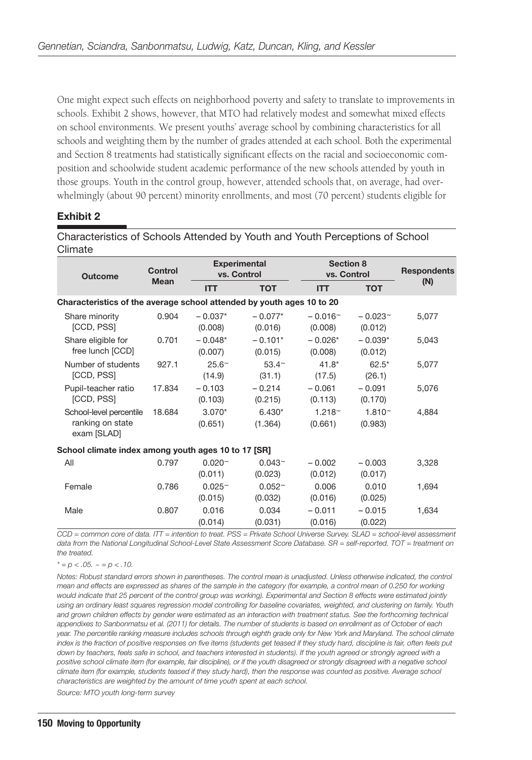One might expect such effects on neighborhood poverty and safety to translate to improvements in schools. Exhibit 2 shows, however, that MTO had relatively modest and somewhat mixed effects on school environments. We present youths' average school by combining characteristics for all schools and weighting them by the number of grades attended at each school. Both the experimental and Section 8 treatments had statistically significant effects on the racial and socioeconomic composition and schoolwide student academic performance of the new schools attended by youth in those groups. Youth in the control group, however, attended schools that, on average, had overwhelmingly (about 90 percent) minority enrollments, and most (70 percent) students eligible for

**Exhibit 2**

Characteristics of Schools Attended by Youth and Youth Perceptions of School Climate

| Outcome | Control Mean | Experimental vs. Control | | Section 8 vs. Control | | Respondents (N) |
|---|---|---|---|---|---|---|
| | | ITT | TOT | ITT | TOT | |
| **Characteristics of the average school attended by youth ages 10 to 20** | | | | | | |
| Share minority [CCD, PSS] | 0.904 | – 0.037* (0.008) | – 0.077* (0.016) | – 0.016~ (0.008) | – 0.023~ (0.012) | 5,077 |
| Share eligible for free lunch [CCD] | 0.701 | – 0.048* (0.007) | – 0.101* (0.015) | – 0.026* (0.008) | – 0.039* (0.012) | 5,043 |
| Number of students [CCD, PSS] | 927.1 | 25.6~ (14.9) | 53.4~ (31.1) | 41.8* (17.5) | 62.5* (26.1) | 5,077 |
| Pupil-teacher ratio [CCD, PSS] | 17.834 | – 0.103 (0.103) | – 0.214 (0.215) | – 0.061 (0.113) | – 0.091 (0.170) | 5,076 |
| School-level percentile ranking on state exam [SLAD] | 18.684 | 3.070* (0.651) | 6.430* (1.364) | 1.218~ (0.661) | 1.810~ (0.983) | 4,884 |
| **School climate index among youth ages 10 to 17 [SR]** | | | | | | |
| All | 0.797 | 0.020~ (0.011) | 0.043~ (0.023) | – 0.002 (0.012) | – 0.003 (0.017) | 3,328 |
| Female | 0.786 | 0.025~ (0.015) | 0.052~ (0.032) | 0.006 (0.016) | 0.010 (0.025) | 1,694 |
| Male | 0.807 | 0.016 (0.014) | 0.034 (0.031) | – 0.011 (0.016) | – 0.015 (0.022) | 1,634 |

*CCD = common core of data. ITT = intention to treat. PSS = Private School Universe Survey. SLAD = school-level assessment data from the National Longitudinal School-Level State Assessment Score Database. SR = self-reported. TOT = treatment on the treated.*

* = $p < .05$. ~ = $p < .10$.

*Notes: Robust standard errors shown in parentheses. The control mean is unadjusted. Unless otherwise indicated, the control mean and effects are expressed as shares of the sample in the category (for example, a control mean of 0.250 for working would indicate that 25 percent of the control group was working). Experimental and Section 8 effects were estimated jointly using an ordinary least squares regression model controlling for baseline covariates, weighted, and clustering on family. Youth and grown children effects by gender were estimated as an interaction with treatment status. See the forthcoming technical appendixes to Sanbonmatsu et al. (2011) for details. The number of students is based on enrollment as of October of each year. The percentile ranking measure includes schools through eighth grade only for New York and Maryland. The school climate index is the fraction of positive responses on five items (students get teased if they study hard, discipline is fair, often feels put down by teachers, feels safe in school, and teachers interested in students). If the youth agreed or strongly agreed with a positive school climate item (for example, fair discipline), or if the youth disagreed or strongly disagreed with a negative school climate item (for example, students teased if they study hard), then the response was counted as positive. Average school characteristics are weighted by the amount of time youth spent at each school.*

*Source: MTO youth long-term survey*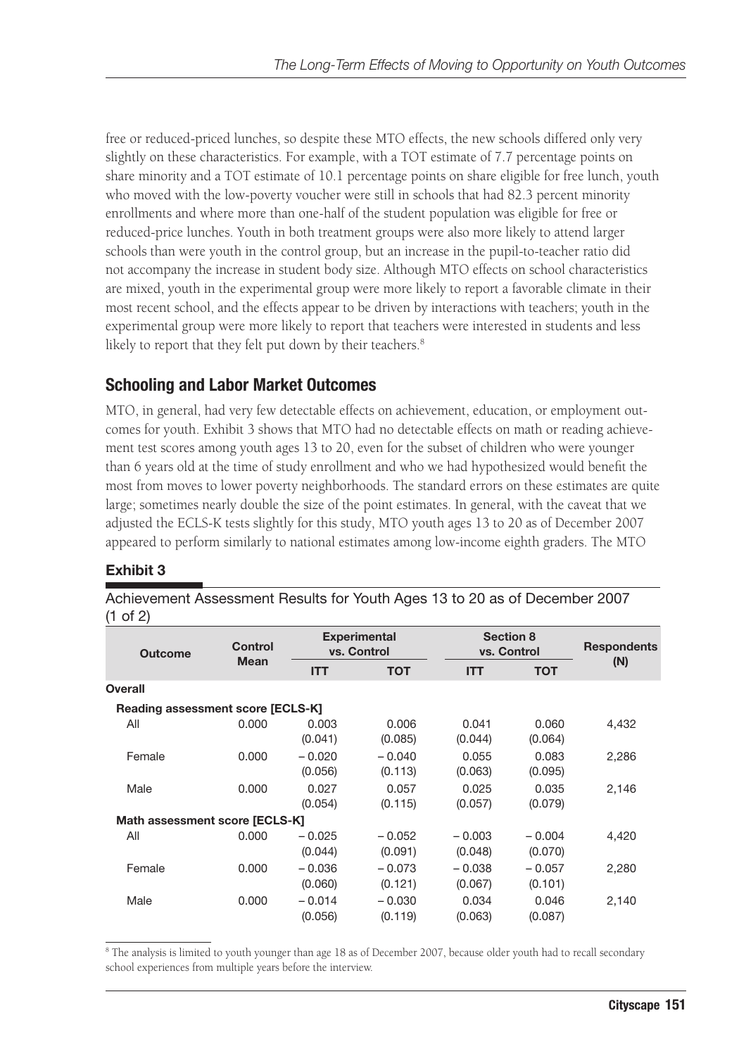free or reduced-priced lunches, so despite these MTO effects, the new schools differed only very slightly on these characteristics. For example, with a TOT estimate of 7.7 percentage points on share minority and a TOT estimate of 10.1 percentage points on share eligible for free lunch, youth who moved with the low-poverty voucher were still in schools that had 82.3 percent minority enrollments and where more than one-half of the student population was eligible for free or reduced-price lunches. Youth in both treatment groups were also more likely to attend larger schools than were youth in the control group, but an increase in the pupil-to-teacher ratio did not accompany the increase in student body size. Although MTO effects on school characteristics are mixed, youth in the experimental group were more likely to report a favorable climate in their most recent school, and the effects appear to be driven by interactions with teachers; youth in the experimental group were more likely to report that teachers were interested in students and less likely to report that they felt put down by their teachers.[8]

## Schooling and Labor Market Outcomes

MTO, in general, had very few detectable effects on achievement, education, or employment outcomes for youth. Exhibit 3 shows that MTO had no detectable effects on math or reading achievement test scores among youth ages 13 to 20, even for the subset of children who were younger than 6 years old at the time of study enrollment and who we had hypothesized would benefit the most from moves to lower poverty neighborhoods. The standard errors on these estimates are quite large; sometimes nearly double the size of the point estimates. In general, with the caveat that we adjusted the ECLS-K tests slightly for this study, MTO youth ages 13 to 20 as of December 2007 appeared to perform similarly to national estimates among low-income eighth graders. The MTO

**Exhibit 3**

Achievement Assessment Results for Youth Ages 13 to 20 as of December 2007 (1 of 2)

| Outcome | Control Mean | Experimental vs. Control | | Section 8 vs. Control | | Respondents (N) |
|---|---|---|---|---|---|---|
| | | ITT | TOT | ITT | TOT | |
| **Overall** | | | | | | |
| **Reading assessment score [ECLS-K]** | | | | | | |
| All | 0.000 | 0.003<br>(0.041) | 0.006<br>(0.085) | 0.041<br>(0.044) | 0.060<br>(0.064) | 4,432 |
| Female | 0.000 | – 0.020<br>(0.056) | – 0.040<br>(0.113) | 0.055<br>(0.063) | 0.083<br>(0.095) | 2,286 |
| Male | 0.000 | 0.027<br>(0.054) | 0.057<br>(0.115) | 0.025<br>(0.057) | 0.035<br>(0.079) | 2,146 |
| **Math assessment score [ECLS-K]** | | | | | | |
| All | 0.000 | – 0.025<br>(0.044) | – 0.052<br>(0.091) | – 0.003<br>(0.048) | – 0.004<br>(0.070) | 4,420 |
| Female | 0.000 | – 0.036<br>(0.060) | – 0.073<br>(0.121) | – 0.038<br>(0.067) | – 0.057<br>(0.101) | 2,280 |
| Male | 0.000 | – 0.014<br>(0.056) | – 0.030<br>(0.119) | 0.034<br>(0.063) | 0.046<br>(0.087) | 2,140 |

[8] The analysis is limited to youth younger than age 18 as of December 2007, because older youth had to recall secondary school experiences from multiple years before the interview.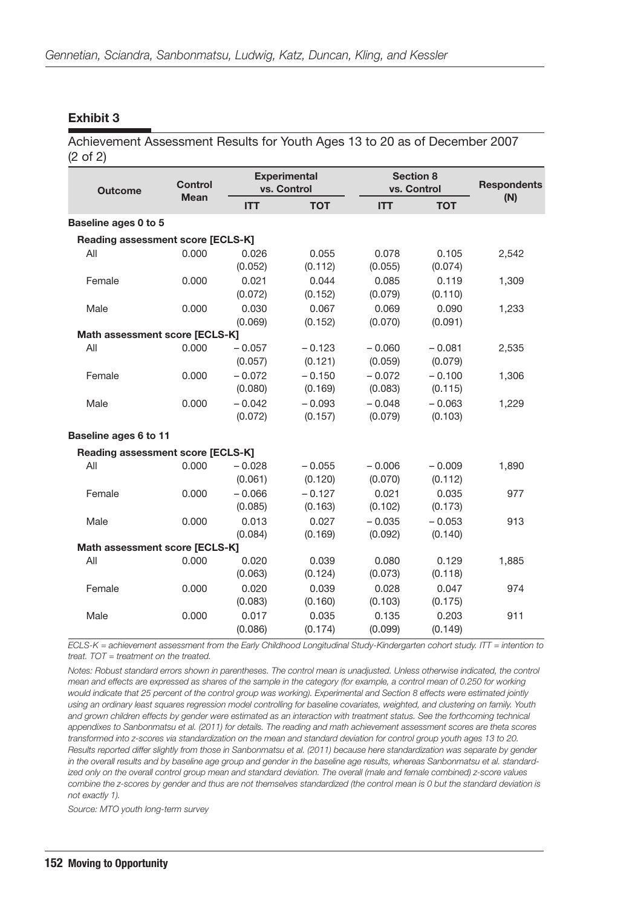## Exhibit 3

Achievement Assessment Results for Youth Ages 13 to 20 as of December 2007 (2 of 2)

| Outcome | Control Mean | Experimental vs. Control | | Section 8 vs. Control | | Respondents (N) |
|---|---|---|---|---|---|---|
| | | ITT | TOT | ITT | TOT | |
| **Baseline ages 0 to 5** | | | | | | |
| **Reading assessment score [ECLS-K]** | | | | | | |
| All | 0.000 | 0.026 (0.052) | 0.055 (0.112) | 0.078 (0.055) | 0.105 (0.074) | 2,542 |
| Female | 0.000 | 0.021 (0.072) | 0.044 (0.152) | 0.085 (0.079) | 0.119 (0.110) | 1,309 |
| Male | 0.000 | 0.030 (0.069) | 0.067 (0.152) | 0.069 (0.070) | 0.090 (0.091) | 1,233 |
| **Math assessment score [ECLS-K]** | | | | | | |
| All | 0.000 | – 0.057 (0.057) | – 0.123 (0.121) | – 0.060 (0.059) | – 0.081 (0.079) | 2,535 |
| Female | 0.000 | – 0.072 (0.080) | – 0.150 (0.169) | – 0.072 (0.083) | – 0.100 (0.115) | 1,306 |
| Male | 0.000 | – 0.042 (0.072) | – 0.093 (0.157) | – 0.048 (0.079) | – 0.063 (0.103) | 1,229 |
| **Baseline ages 6 to 11** | | | | | | |
| **Reading assessment score [ECLS-K]** | | | | | | |
| All | 0.000 | – 0.028 (0.061) | – 0.055 (0.120) | – 0.006 (0.070) | – 0.009 (0.112) | 1,890 |
| Female | 0.000 | – 0.066 (0.085) | – 0.127 (0.163) | 0.021 (0.102) | 0.035 (0.173) | 977 |
| Male | 0.000 | 0.013 (0.084) | 0.027 (0.169) | – 0.035 (0.092) | – 0.053 (0.140) | 913 |
| **Math assessment score [ECLS-K]** | | | | | | |
| All | 0.000 | 0.020 (0.063) | 0.039 (0.124) | 0.080 (0.073) | 0.129 (0.118) | 1,885 |
| Female | 0.000 | 0.020 (0.083) | 0.039 (0.160) | 0.028 (0.103) | 0.047 (0.175) | 974 |
| Male | 0.000 | 0.017 (0.086) | 0.035 (0.174) | 0.135 (0.099) | 0.203 (0.149) | 911 |

*ECLS-K = achievement assessment from the Early Childhood Longitudinal Study-Kindergarten cohort study. ITT = intention to treat. TOT = treatment on the treated.*

*Notes: Robust standard errors shown in parentheses. The control mean is unadjusted. Unless otherwise indicated, the control mean and effects are expressed as shares of the sample in the category (for example, a control mean of 0.250 for working would indicate that 25 percent of the control group was working). Experimental and Section 8 effects were estimated jointly using an ordinary least squares regression model controlling for baseline covariates, weighted, and clustering on family. Youth and grown children effects by gender were estimated as an interaction with treatment status. See the forthcoming technical appendixes to Sanbonmatsu et al. (2011) for details. The reading and math achievement assessment scores are theta scores transformed into z-scores via standardization on the mean and standard deviation for control group youth ages 13 to 20. Results reported differ slightly from those in Sanbonmatsu et al. (2011) because here standardization was separate by gender in the overall results and by baseline age group and gender in the baseline age results, whereas Sanbonmatsu et al. standardized only on the overall control group mean and standard deviation. The overall (male and female combined) z-score values combine the z-scores by gender and thus are not themselves standardized (the control mean is 0 but the standard deviation is not exactly 1).*

*Source: MTO youth long-term survey*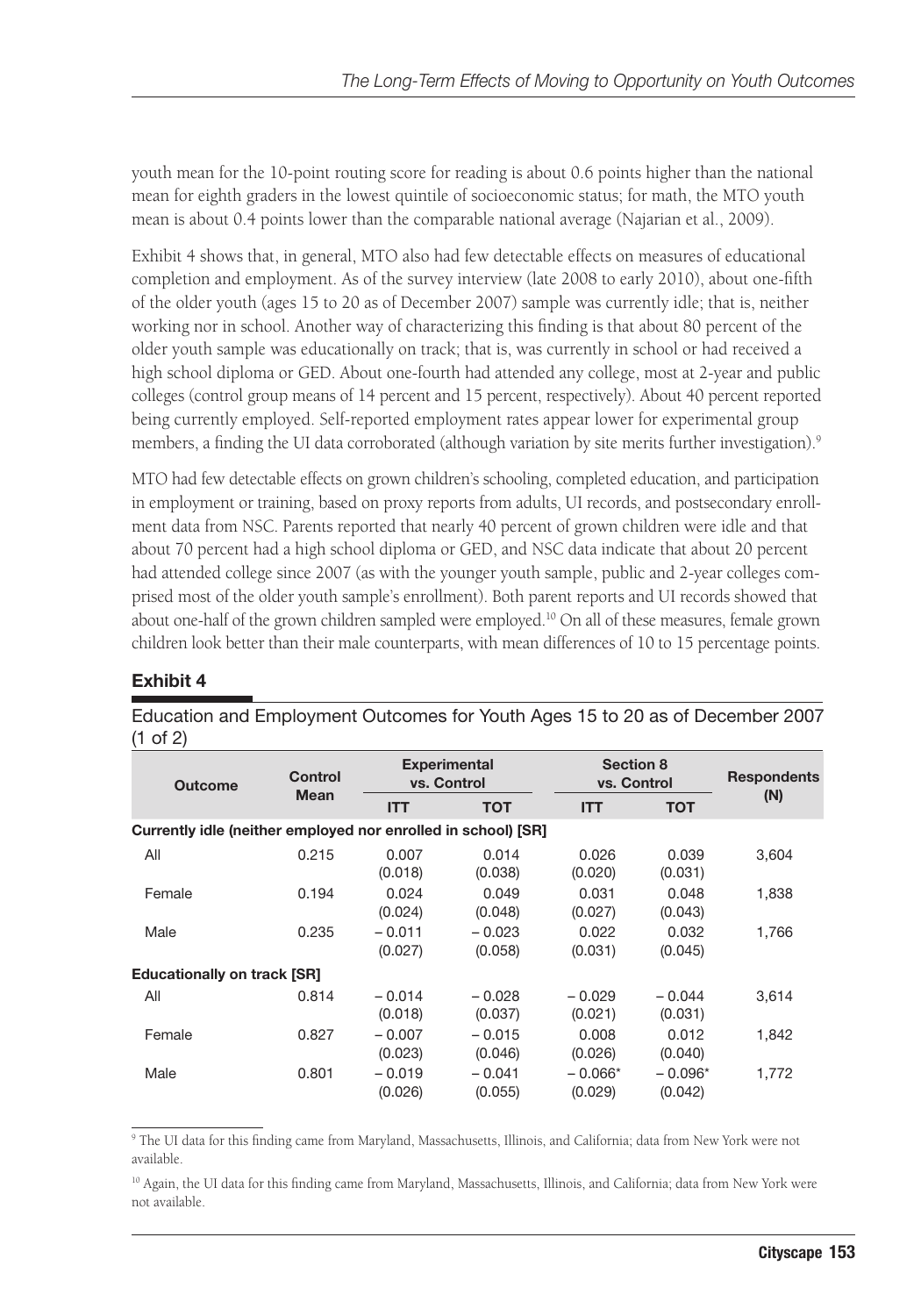youth mean for the 10-point routing score for reading is about 0.6 points higher than the national mean for eighth graders in the lowest quintile of socioeconomic status; for math, the MTO youth mean is about 0.4 points lower than the comparable national average (Najarian et al., 2009).

Exhibit 4 shows that, in general, MTO also had few detectable effects on measures of educational completion and employment. As of the survey interview (late 2008 to early 2010), about one-fifth of the older youth (ages 15 to 20 as of December 2007) sample was currently idle; that is, neither working nor in school. Another way of characterizing this finding is that about 80 percent of the older youth sample was educationally on track; that is, was currently in school or had received a high school diploma or GED. About one-fourth had attended any college, most at 2-year and public colleges (control group means of 14 percent and 15 percent, respectively). About 40 percent reported being currently employed. Self-reported employment rates appear lower for experimental group members, a finding the UI data corroborated (although variation by site merits further investigation).[9]

MTO had few detectable effects on grown children's schooling, completed education, and participation in employment or training, based on proxy reports from adults, UI records, and postsecondary enrollment data from NSC. Parents reported that nearly 40 percent of grown children were idle and that about 70 percent had a high school diploma or GED, and NSC data indicate that about 20 percent had attended college since 2007 (as with the younger youth sample, public and 2-year colleges comprised most of the older youth sample's enrollment). Both parent reports and UI records showed that about one-half of the grown children sampled were employed.[10] On all of these measures, female grown children look better than their male counterparts, with mean differences of 10 to 15 percentage points.

## Exhibit 4

Education and Employment Outcomes for Youth Ages 15 to 20 as of December 2007 (1 of 2)

| Outcome | Control Mean | Experimental vs. Control | | Section 8 vs. Control | | Respondents (N) |
|---|---|---|---|---|---|---|
| | | ITT | TOT | ITT | TOT | |
| **Currently idle (neither employed nor enrolled in school) [SR]** | | | | | | |
| All | 0.215 | 0.007 (0.018) | 0.014 (0.038) | 0.026 (0.020) | 0.039 (0.031) | 3,604 |
| Female | 0.194 | 0.024 (0.024) | 0.049 (0.048) | 0.031 (0.027) | 0.048 (0.043) | 1,838 |
| Male | 0.235 | – 0.011 (0.027) | – 0.023 (0.058) | 0.022 (0.031) | 0.032 (0.045) | 1,766 |
| **Educationally on track [SR]** | | | | | | |
| All | 0.814 | – 0.014 (0.018) | – 0.028 (0.037) | – 0.029 (0.021) | – 0.044 (0.031) | 3,614 |
| Female | 0.827 | – 0.007 (0.023) | – 0.015 (0.046) | 0.008 (0.026) | 0.012 (0.040) | 1,842 |
| Male | 0.801 | – 0.019 (0.026) | – 0.041 (0.055) | – 0.066* (0.029) | – 0.096* (0.042) | 1,772 |

[9] The UI data for this finding came from Maryland, Massachusetts, Illinois, and California; data from New York were not available.

[10] Again, the UI data for this finding came from Maryland, Massachusetts, Illinois, and California; data from New York were not available.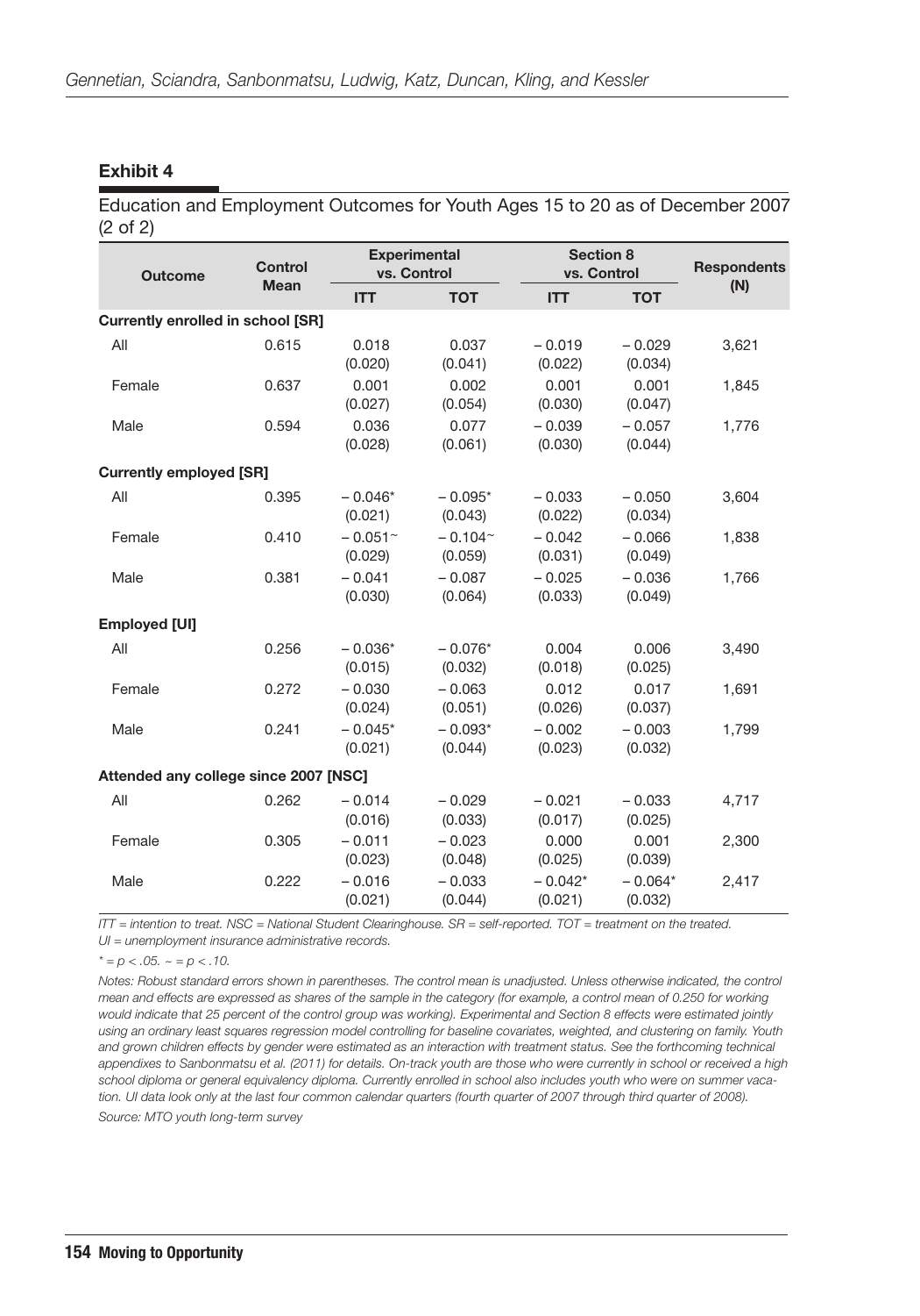**Exhibit 4**

Education and Employment Outcomes for Youth Ages 15 to 20 as of December 2007 (2 of 2)

| Outcome | Control Mean | Experimental vs. Control | | Section 8 vs. Control | | Respondents (N) |
|---|---|---|---|---|---|---|
| | | ITT | TOT | ITT | TOT | |
| **Currently enrolled in school [SR]** | | | | | | |
| All | 0.615 | 0.018 (0.020) | 0.037 (0.041) | − 0.019 (0.022) | − 0.029 (0.034) | 3,621 |
| Female | 0.637 | 0.001 (0.027) | 0.002 (0.054) | 0.001 (0.030) | 0.001 (0.047) | 1,845 |
| Male | 0.594 | 0.036 (0.028) | 0.077 (0.061) | − 0.039 (0.030) | − 0.057 (0.044) | 1,776 |
| **Currently employed [SR]** | | | | | | |
| All | 0.395 | − 0.046* (0.021) | − 0.095* (0.043) | − 0.033 (0.022) | − 0.050 (0.034) | 3,604 |
| Female | 0.410 | − 0.051~ (0.029) | − 0.104~ (0.059) | − 0.042 (0.031) | − 0.066 (0.049) | 1,838 |
| Male | 0.381 | − 0.041 (0.030) | − 0.087 (0.064) | − 0.025 (0.033) | − 0.036 (0.049) | 1,766 |
| **Employed [UI]** | | | | | | |
| All | 0.256 | − 0.036* (0.015) | − 0.076* (0.032) | 0.004 (0.018) | 0.006 (0.025) | 3,490 |
| Female | 0.272 | − 0.030 (0.024) | − 0.063 (0.051) | 0.012 (0.026) | 0.017 (0.037) | 1,691 |
| Male | 0.241 | − 0.045* (0.021) | − 0.093* (0.044) | − 0.002 (0.023) | − 0.003 (0.032) | 1,799 |
| **Attended any college since 2007 [NSC]** | | | | | | |
| All | 0.262 | − 0.014 (0.016) | − 0.029 (0.033) | − 0.021 (0.017) | − 0.033 (0.025) | 4,717 |
| Female | 0.305 | − 0.011 (0.023) | − 0.023 (0.048) | 0.000 (0.025) | 0.001 (0.039) | 2,300 |
| Male | 0.222 | − 0.016 (0.021) | − 0.033 (0.044) | − 0.042* (0.021) | − 0.064* (0.032) | 2,417 |

*ITT = intention to treat. NSC = National Student Clearinghouse. SR = self-reported. TOT = treatment on the treated. UI = unemployment insurance administrative records.*

*\* = $p < .05$. ~ = $p < .10$.*

*Notes: Robust standard errors shown in parentheses. The control mean is unadjusted. Unless otherwise indicated, the control mean and effects are expressed as shares of the sample in the category (for example, a control mean of 0.250 for working would indicate that 25 percent of the control group was working). Experimental and Section 8 effects were estimated jointly using an ordinary least squares regression model controlling for baseline covariates, weighted, and clustering on family. Youth and grown children effects by gender were estimated as an interaction with treatment status. See the forthcoming technical appendixes to Sanbonmatsu et al. (2011) for details. On-track youth are those who were currently in school or received a high school diploma or general equivalency diploma. Currently enrolled in school also includes youth who were on summer vacation. UI data look only at the last four common calendar quarters (fourth quarter of 2007 through third quarter of 2008).*

*Source: MTO youth long-term survey*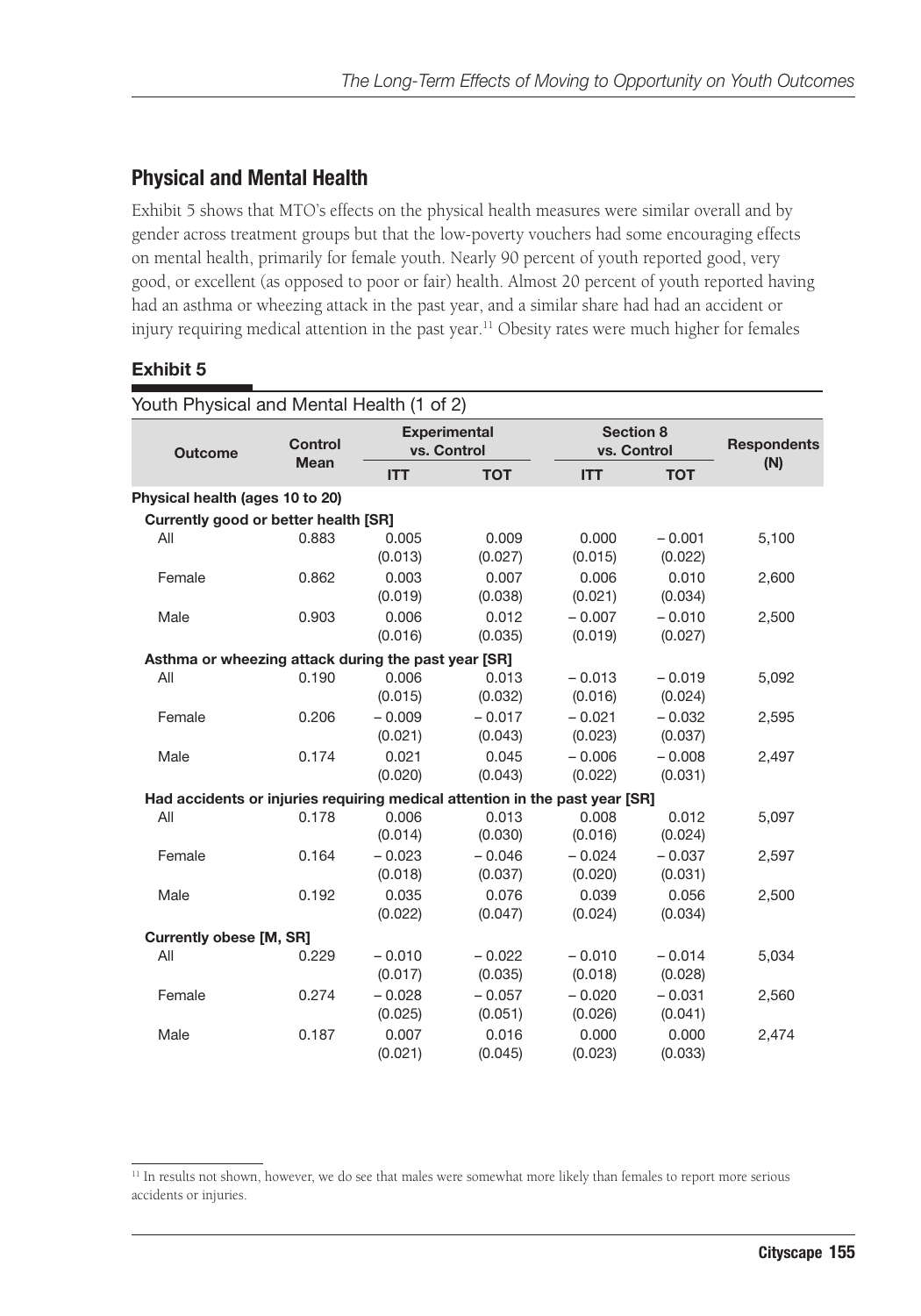## Physical and Mental Health

Exhibit 5 shows that MTO's effects on the physical health measures were similar overall and by gender across treatment groups but that the low-poverty vouchers had some encouraging effects on mental health, primarily for female youth. Nearly 90 percent of youth reported good, very good, or excellent (as opposed to poor or fair) health. Almost 20 percent of youth reported having had an asthma or wheezing attack in the past year, and a similar share had had an accident or injury requiring medical attention in the past year.[11] Obesity rates were much higher for females

**Exhibit 5**

Youth Physical and Mental Health (1 of 2)

| Outcome | Control Mean | Experimental vs. Control | | Section 8 vs. Control | | Respondents (N) |
|---|---|---|---|---|---|---|
| | | ITT | TOT | ITT | TOT | |
| **Physical health (ages 10 to 20)** | | | | | | |
| **Currently good or better health [SR]** | | | | | | |
| All | 0.883 | 0.005<br>(0.013) | 0.009<br>(0.027) | 0.000<br>(0.015) | – 0.001<br>(0.022) | 5,100 |
| Female | 0.862 | 0.003<br>(0.019) | 0.007<br>(0.038) | 0.006<br>(0.021) | 0.010<br>(0.034) | 2,600 |
| Male | 0.903 | 0.006<br>(0.016) | 0.012<br>(0.035) | – 0.007<br>(0.019) | – 0.010<br>(0.027) | 2,500 |
| **Asthma or wheezing attack during the past year [SR]** | | | | | | |
| All | 0.190 | 0.006<br>(0.015) | 0.013<br>(0.032) | – 0.013<br>(0.016) | – 0.019<br>(0.024) | 5,092 |
| Female | 0.206 | – 0.009<br>(0.021) | – 0.017<br>(0.043) | – 0.021<br>(0.023) | – 0.032<br>(0.037) | 2,595 |
| Male | 0.174 | 0.021<br>(0.020) | 0.045<br>(0.043) | – 0.006<br>(0.022) | – 0.008<br>(0.031) | 2,497 |
| **Had accidents or injuries requiring medical attention in the past year [SR]** | | | | | | |
| All | 0.178 | 0.006<br>(0.014) | 0.013<br>(0.030) | 0.008<br>(0.016) | 0.012<br>(0.024) | 5,097 |
| Female | 0.164 | – 0.023<br>(0.018) | – 0.046<br>(0.037) | – 0.024<br>(0.020) | – 0.037<br>(0.031) | 2,597 |
| Male | 0.192 | 0.035<br>(0.022) | 0.076<br>(0.047) | 0.039<br>(0.024) | 0.056<br>(0.034) | 2,500 |
| **Currently obese [M, SR]** | | | | | | |
| All | 0.229 | – 0.010<br>(0.017) | – 0.022<br>(0.035) | – 0.010<br>(0.018) | – 0.014<br>(0.028) | 5,034 |
| Female | 0.274 | – 0.028<br>(0.025) | – 0.057<br>(0.051) | – 0.020<br>(0.026) | – 0.031<br>(0.041) | 2,560 |
| Male | 0.187 | 0.007<br>(0.021) | 0.016<br>(0.045) | 0.000<br>(0.023) | 0.000<br>(0.033) | 2,474 |

[11] In results not shown, however, we do see that males were somewhat more likely than females to report more serious accidents or injuries.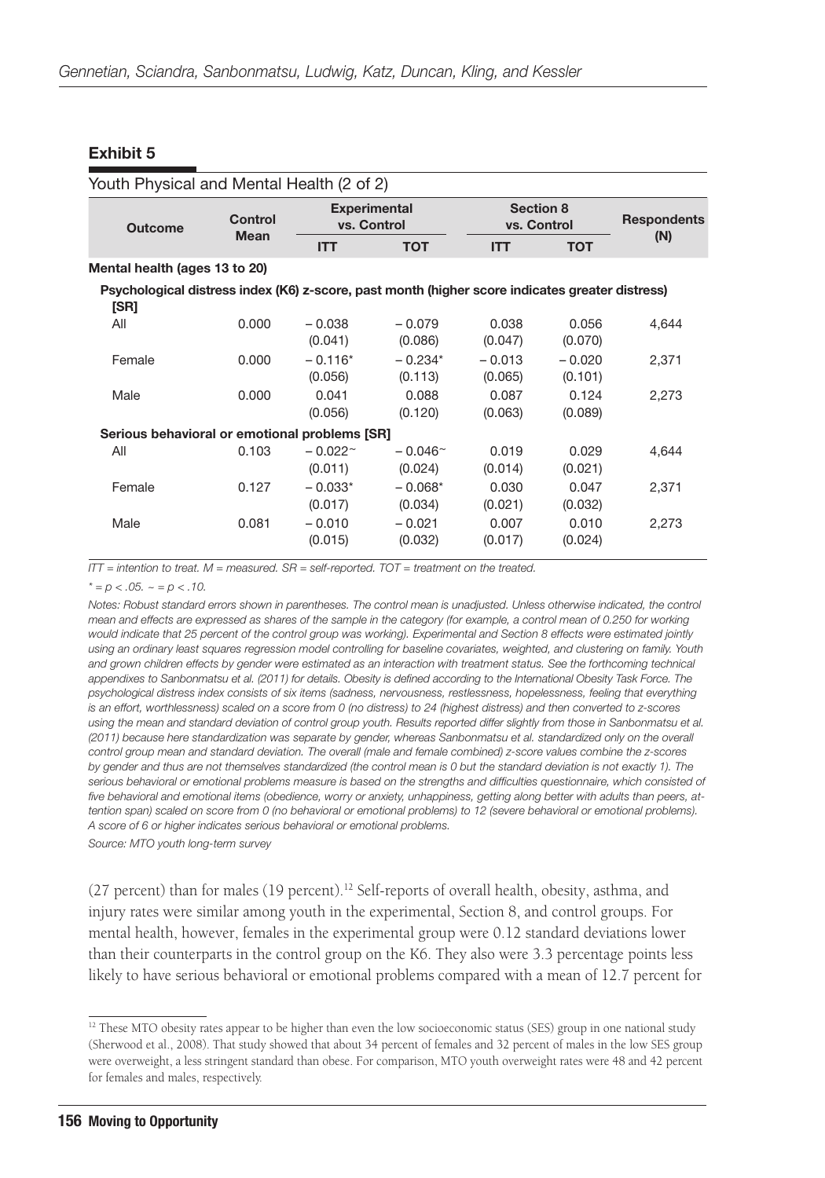## Exhibit 5

Youth Physical and Mental Health (2 of 2)

| Outcome | Control Mean | Experimental vs. Control | | Section 8 vs. Control | | Respondents (N) |
|---|---|---|---|---|---|---|
| | | ITT | TOT | ITT | TOT | |
| **Mental health (ages 13 to 20)** | | | | | | |
| **Psychological distress index (K6) z-score, past month (higher score indicates greater distress) [SR]** | | | | | | |
| All | 0.000 | – 0.038 (0.041) | – 0.079 (0.086) | 0.038 (0.047) | 0.056 (0.070) | 4,644 |
| Female | 0.000 | – 0.116* (0.056) | – 0.234* (0.113) | – 0.013 (0.065) | – 0.020 (0.101) | 2,371 |
| Male | 0.000 | 0.041 (0.056) | 0.088 (0.120) | 0.087 (0.063) | 0.124 (0.089) | 2,273 |
| **Serious behavioral or emotional problems [SR]** | | | | | | |
| All | 0.103 | – 0.022~ (0.011) | – 0.046~ (0.024) | 0.019 (0.014) | 0.029 (0.021) | 4,644 |
| Female | 0.127 | – 0.033* (0.017) | – 0.068* (0.034) | 0.030 (0.021) | 0.047 (0.032) | 2,371 |
| Male | 0.081 | – 0.010 (0.015) | – 0.021 (0.032) | 0.007 (0.017) | 0.010 (0.024) | 2,273 |

*ITT = intention to treat. M = measured. SR = self-reported. TOT = treatment on the treated.*

*\* = $p < .05$. ~ = $p < .10$.*

*Notes: Robust standard errors shown in parentheses. The control mean is unadjusted. Unless otherwise indicated, the control mean and effects are expressed as shares of the sample in the category (for example, a control mean of 0.250 for working would indicate that 25 percent of the control group was working). Experimental and Section 8 effects were estimated jointly using an ordinary least squares regression model controlling for baseline covariates, weighted, and clustering on family. Youth and grown children effects by gender were estimated as an interaction with treatment status. See the forthcoming technical appendixes to Sanbonmatsu et al. (2011) for details. Obesity is defined according to the International Obesity Task Force. The psychological distress index consists of six items (sadness, nervousness, restlessness, hopelessness, feeling that everything is an effort, worthlessness) scaled on a score from 0 (no distress) to 24 (highest distress) and then converted to z-scores using the mean and standard deviation of control group youth. Results reported differ slightly from those in Sanbonmatsu et al. (2011) because here standardization was separate by gender, whereas Sanbonmatsu et al. standardized only on the overall control group mean and standard deviation. The overall (male and female combined) z-score values combine the z-scores by gender and thus are not themselves standardized (the control mean is 0 but the standard deviation is not exactly 1). The serious behavioral or emotional problems measure is based on the strengths and difficulties questionnaire, which consisted of five behavioral and emotional items (obedience, worry or anxiety, unhappiness, getting along better with adults than peers, attention span) scaled on score from 0 (no behavioral or emotional problems) to 12 (severe behavioral or emotional problems). A score of 6 or higher indicates serious behavioral or emotional problems.*

*Source: MTO youth long-term survey*

(27 percent) than for males (19 percent).[12] Self-reports of overall health, obesity, asthma, and injury rates were similar among youth in the experimental, Section 8, and control groups. For mental health, however, females in the experimental group were 0.12 standard deviations lower than their counterparts in the control group on the K6. They also were 3.3 percentage points less likely to have serious behavioral or emotional problems compared with a mean of 12.7 percent for

[12] These MTO obesity rates appear to be higher than even the low socioeconomic status (SES) group in one national study (Sherwood et al., 2008). That study showed that about 34 percent of females and 32 percent of males in the low SES group were overweight, a less stringent standard than obese. For comparison, MTO youth overweight rates were 48 and 42 percent for females and males, respectively.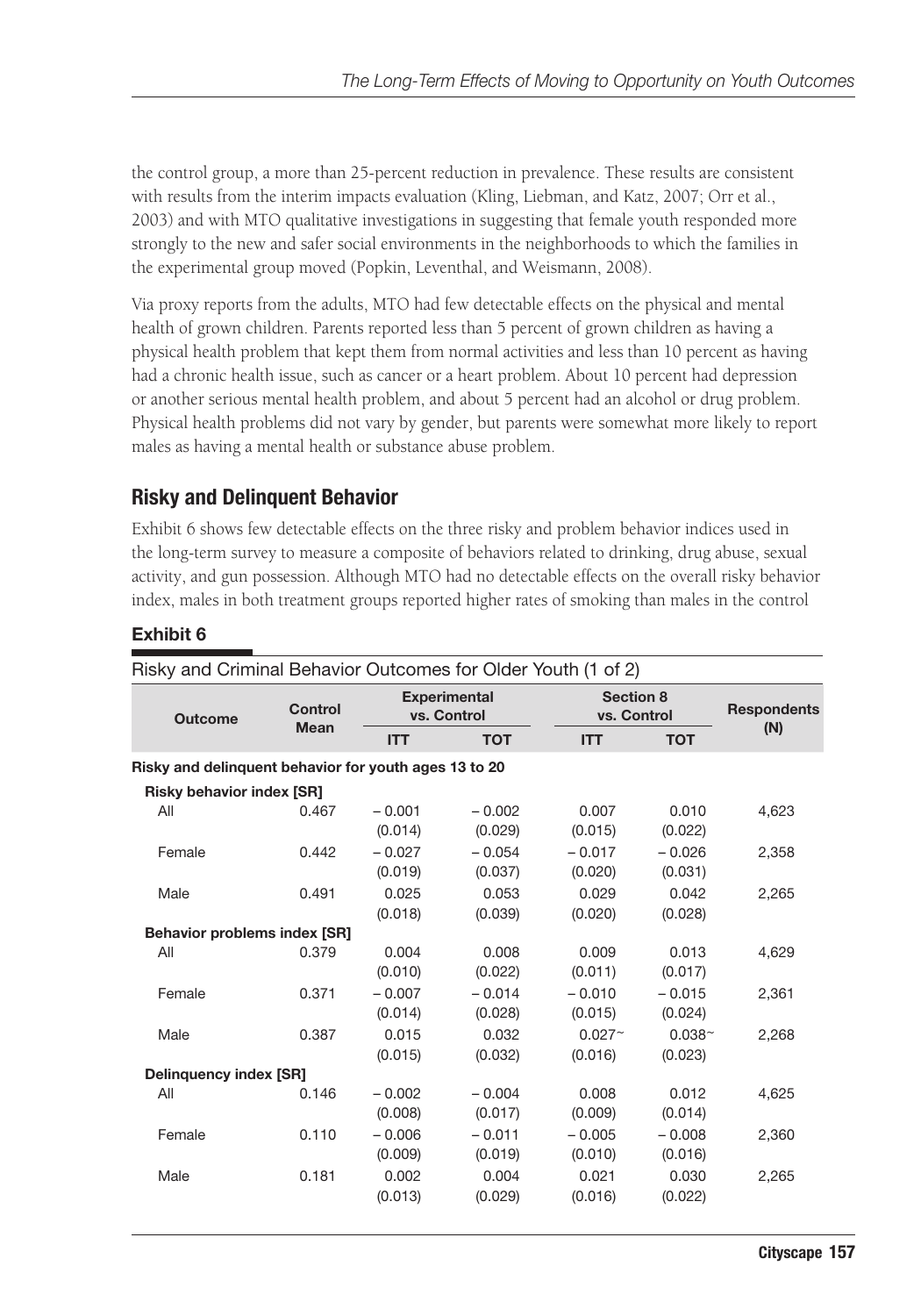the control group, a more than 25-percent reduction in prevalence. These results are consistent with results from the interim impacts evaluation (Kling, Liebman, and Katz, 2007; Orr et al., 2003) and with MTO qualitative investigations in suggesting that female youth responded more strongly to the new and safer social environments in the neighborhoods to which the families in the experimental group moved (Popkin, Leventhal, and Weismann, 2008).

Via proxy reports from the adults, MTO had few detectable effects on the physical and mental health of grown children. Parents reported less than 5 percent of grown children as having a physical health problem that kept them from normal activities and less than 10 percent as having had a chronic health issue, such as cancer or a heart problem. About 10 percent had depression or another serious mental health problem, and about 5 percent had an alcohol or drug problem. Physical health problems did not vary by gender, but parents were somewhat more likely to report males as having a mental health or substance abuse problem.

## Risky and Delinquent Behavior

Exhibit 6 shows few detectable effects on the three risky and problem behavior indices used in the long-term survey to measure a composite of behaviors related to drinking, drug abuse, sexual activity, and gun possession. Although MTO had no detectable effects on the overall risky behavior index, males in both treatment groups reported higher rates of smoking than males in the control

### Exhibit 6

Risky and Criminal Behavior Outcomes for Older Youth (1 of 2)

| Outcome | Control Mean | Experimental vs. Control | | Section 8 vs. Control | | Respondents (N) |
|---|---|---|---|---|---|---|
| | | ITT | TOT | ITT | TOT | |
| **Risky and delinquent behavior for youth ages 13 to 20** | | | | | | |
| **Risky behavior index [SR]** | | | | | | |
| All | 0.467 | – 0.001 (0.014) | – 0.002 (0.029) | 0.007 (0.015) | 0.010 (0.022) | 4,623 |
| Female | 0.442 | – 0.027 (0.019) | – 0.054 (0.037) | – 0.017 (0.020) | – 0.026 (0.031) | 2,358 |
| Male | 0.491 | 0.025 (0.018) | 0.053 (0.039) | 0.029 (0.020) | 0.042 (0.028) | 2,265 |
| **Behavior problems index [SR]** | | | | | | |
| All | 0.379 | 0.004 (0.010) | 0.008 (0.022) | 0.009 (0.011) | 0.013 (0.017) | 4,629 |
| Female | 0.371 | – 0.007 (0.014) | – 0.014 (0.028) | – 0.010 (0.015) | – 0.015 (0.024) | 2,361 |
| Male | 0.387 | 0.015 (0.015) | 0.032 (0.032) | 0.027~ (0.016) | 0.038~ (0.023) | 2,268 |
| **Delinquency index [SR]** | | | | | | |
| All | 0.146 | – 0.002 (0.008) | – 0.004 (0.017) | 0.008 (0.009) | 0.012 (0.014) | 4,625 |
| Female | 0.110 | – 0.006 (0.009) | – 0.011 (0.019) | – 0.005 (0.010) | – 0.008 (0.016) | 2,360 |
| Male | 0.181 | 0.002 (0.013) | 0.004 (0.029) | 0.021 (0.016) | 0.030 (0.022) | 2,265 |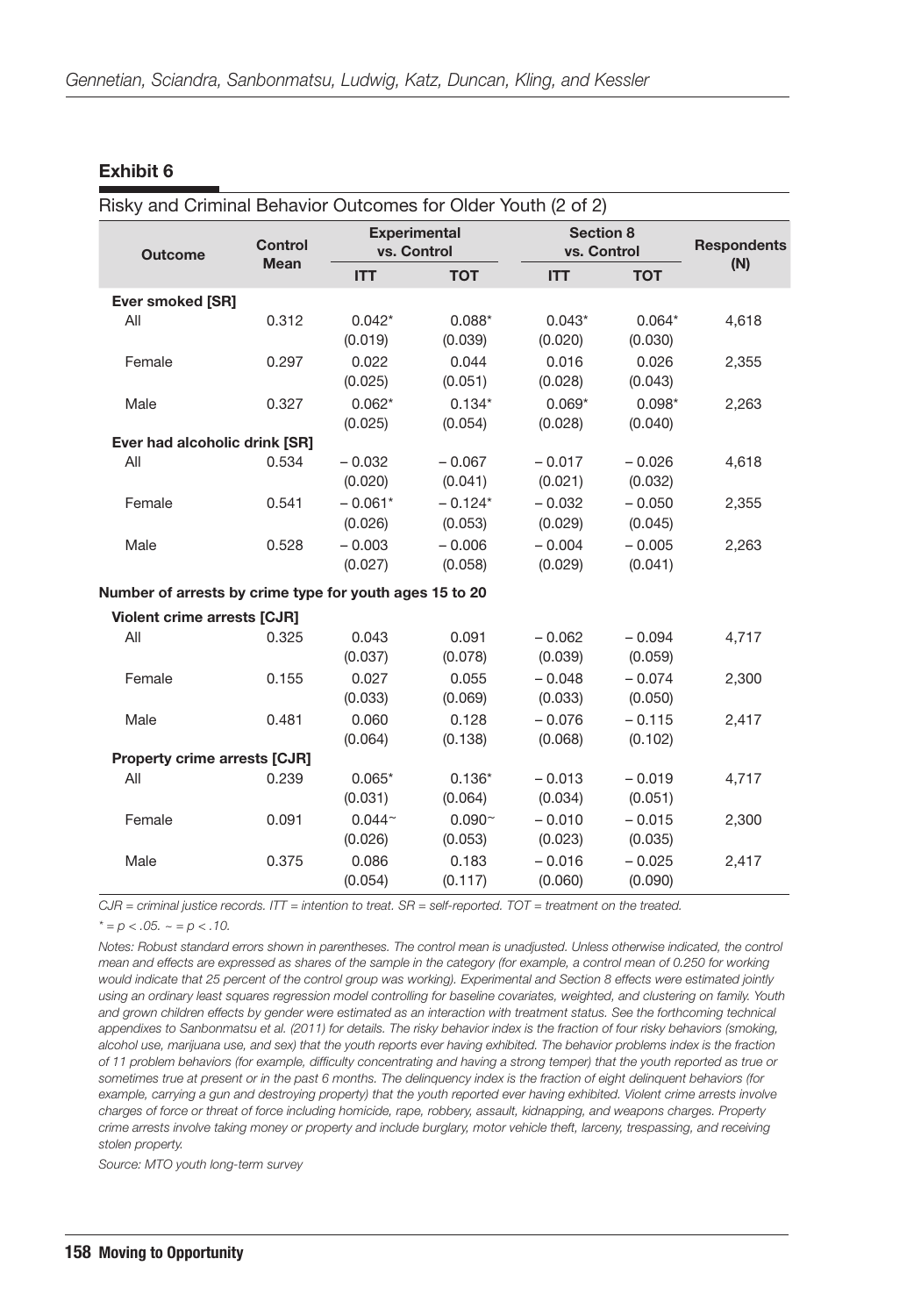**Exhibit 6**

Risky and Criminal Behavior Outcomes for Older Youth (2 of 2)

| Outcome | Control Mean | Experimental vs. Control | | Section 8 vs. Control | | Respondents (N) |
|---|---|---|---|---|---|---|
| | | ITT | TOT | ITT | TOT | |
| **Ever smoked [SR]** | | | | | | |
| All | 0.312 | 0.042* (0.019) | 0.088* (0.039) | 0.043* (0.020) | 0.064* (0.030) | 4,618 |
| Female | 0.297 | 0.022 (0.025) | 0.044 (0.051) | 0.016 (0.028) | 0.026 (0.043) | 2,355 |
| Male | 0.327 | 0.062* (0.025) | 0.134* (0.054) | 0.069* (0.028) | 0.098* (0.040) | 2,263 |
| **Ever had alcoholic drink [SR]** | | | | | | |
| All | 0.534 | – 0.032 (0.020) | – 0.067 (0.041) | – 0.017 (0.021) | – 0.026 (0.032) | 4,618 |
| Female | 0.541 | – 0.061* (0.026) | – 0.124* (0.053) | – 0.032 (0.029) | – 0.050 (0.045) | 2,355 |
| Male | 0.528 | – 0.003 (0.027) | – 0.006 (0.058) | – 0.004 (0.029) | – 0.005 (0.041) | 2,263 |
| **Number of arrests by crime type for youth ages 15 to 20** | | | | | | |
| **Violent crime arrests [CJR]** | | | | | | |
| All | 0.325 | 0.043 (0.037) | 0.091 (0.078) | – 0.062 (0.039) | – 0.094 (0.059) | 4,717 |
| Female | 0.155 | 0.027 (0.033) | 0.055 (0.069) | – 0.048 (0.033) | – 0.074 (0.050) | 2,300 |
| Male | 0.481 | 0.060 (0.064) | 0.128 (0.138) | – 0.076 (0.068) | – 0.115 (0.102) | 2,417 |
| **Property crime arrests [CJR]** | | | | | | |
| All | 0.239 | 0.065* (0.031) | 0.136* (0.064) | – 0.013 (0.034) | – 0.019 (0.051) | 4,717 |
| Female | 0.091 | 0.044~ (0.026) | 0.090~ (0.053) | – 0.010 (0.023) | – 0.015 (0.035) | 2,300 |
| Male | 0.375 | 0.086 (0.054) | 0.183 (0.117) | – 0.016 (0.060) | – 0.025 (0.090) | 2,417 |

*CJR = criminal justice records. ITT = intention to treat. SR = self-reported. TOT = treatment on the treated.*

*\* = $p < .05$. ~ = $p < .10$.*

*Notes: Robust standard errors shown in parentheses. The control mean is unadjusted. Unless otherwise indicated, the control mean and effects are expressed as shares of the sample in the category (for example, a control mean of 0.250 for working would indicate that 25 percent of the control group was working). Experimental and Section 8 effects were estimated jointly using an ordinary least squares regression model controlling for baseline covariates, weighted, and clustering on family. Youth and grown children effects by gender were estimated as an interaction with treatment status. See the forthcoming technical appendixes to Sanbonmatsu et al. (2011) for details. The risky behavior index is the fraction of four risky behaviors (smoking, alcohol use, marijuana use, and sex) that the youth reports ever having exhibited. The behavior problems index is the fraction of 11 problem behaviors (for example, difficulty concentrating and having a strong temper) that the youth reported as true or sometimes true at present or in the past 6 months. The delinquency index is the fraction of eight delinquent behaviors (for example, carrying a gun and destroying property) that the youth reported ever having exhibited. Violent crime arrests involve charges of force or threat of force including homicide, rape, robbery, assault, kidnapping, and weapons charges. Property crime arrests involve taking money or property and include burglary, motor vehicle theft, larceny, trespassing, and receiving stolen property.*

*Source: MTO youth long-term survey*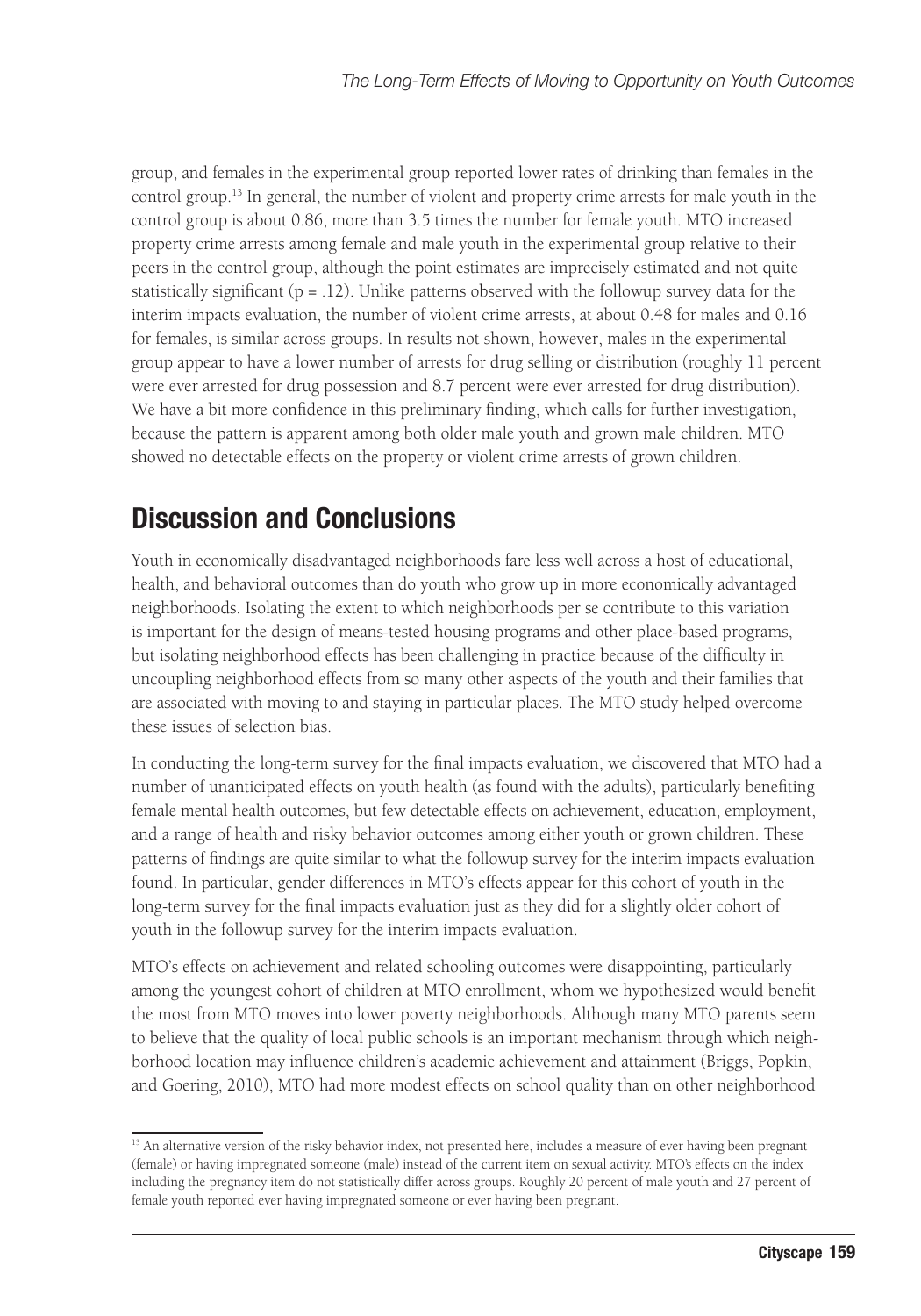group, and females in the experimental group reported lower rates of drinking than females in the control group.[13] In general, the number of violent and property crime arrests for male youth in the control group is about 0.86, more than 3.5 times the number for female youth. MTO increased property crime arrests among female and male youth in the experimental group relative to their peers in the control group, although the point estimates are imprecisely estimated and not quite statistically significant ($p = .12$). Unlike patterns observed with the followup survey data for the interim impacts evaluation, the number of violent crime arrests, at about 0.48 for males and 0.16 for females, is similar across groups. In results not shown, however, males in the experimental group appear to have a lower number of arrests for drug selling or distribution (roughly 11 percent were ever arrested for drug possession and 8.7 percent were ever arrested for drug distribution). We have a bit more confidence in this preliminary finding, which calls for further investigation, because the pattern is apparent among both older male youth and grown male children. MTO showed no detectable effects on the property or violent crime arrests of grown children.

## Discussion and Conclusions

Youth in economically disadvantaged neighborhoods fare less well across a host of educational, health, and behavioral outcomes than do youth who grow up in more economically advantaged neighborhoods. Isolating the extent to which neighborhoods per se contribute to this variation is important for the design of means-tested housing programs and other place-based programs, but isolating neighborhood effects has been challenging in practice because of the difficulty in uncoupling neighborhood effects from so many other aspects of the youth and their families that are associated with moving to and staying in particular places. The MTO study helped overcome these issues of selection bias.

In conducting the long-term survey for the final impacts evaluation, we discovered that MTO had a number of unanticipated effects on youth health (as found with the adults), particularly benefiting female mental health outcomes, but few detectable effects on achievement, education, employment, and a range of health and risky behavior outcomes among either youth or grown children. These patterns of findings are quite similar to what the followup survey for the interim impacts evaluation found. In particular, gender differences in MTO's effects appear for this cohort of youth in the long-term survey for the final impacts evaluation just as they did for a slightly older cohort of youth in the followup survey for the interim impacts evaluation.

MTO's effects on achievement and related schooling outcomes were disappointing, particularly among the youngest cohort of children at MTO enrollment, whom we hypothesized would benefit the most from MTO moves into lower poverty neighborhoods. Although many MTO parents seem to believe that the quality of local public schools is an important mechanism through which neighborhood location may influence children's academic achievement and attainment (Briggs, Popkin, and Goering, 2010), MTO had more modest effects on school quality than on other neighborhood

[13] An alternative version of the risky behavior index, not presented here, includes a measure of ever having been pregnant (female) or having impregnated someone (male) instead of the current item on sexual activity. MTO's effects on the index including the pregnancy item do not statistically differ across groups. Roughly 20 percent of male youth and 27 percent of female youth reported ever having impregnated someone or ever having been pregnant.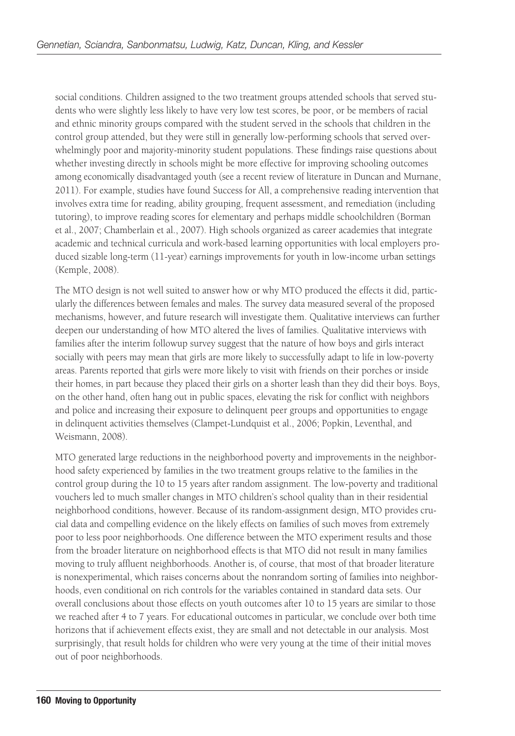social conditions. Children assigned to the two treatment groups attended schools that served students who were slightly less likely to have very low test scores, be poor, or be members of racial and ethnic minority groups compared with the student served in the schools that children in the control group attended, but they were still in generally low-performing schools that served overwhelmingly poor and majority-minority student populations. These findings raise questions about whether investing directly in schools might be more effective for improving schooling outcomes among economically disadvantaged youth (see a recent review of literature in Duncan and Murnane, 2011). For example, studies have found Success for All, a comprehensive reading intervention that involves extra time for reading, ability grouping, frequent assessment, and remediation (including tutoring), to improve reading scores for elementary and perhaps middle schoolchildren (Borman et al., 2007; Chamberlain et al., 2007). High schools organized as career academies that integrate academic and technical curricula and work-based learning opportunities with local employers produced sizable long-term (11-year) earnings improvements for youth in low-income urban settings (Kemple, 2008).

The MTO design is not well suited to answer how or why MTO produced the effects it did, particularly the differences between females and males. The survey data measured several of the proposed mechanisms, however, and future research will investigate them. Qualitative interviews can further deepen our understanding of how MTO altered the lives of families. Qualitative interviews with families after the interim followup survey suggest that the nature of how boys and girls interact socially with peers may mean that girls are more likely to successfully adapt to life in low-poverty areas. Parents reported that girls were more likely to visit with friends on their porches or inside their homes, in part because they placed their girls on a shorter leash than they did their boys. Boys, on the other hand, often hang out in public spaces, elevating the risk for conflict with neighbors and police and increasing their exposure to delinquent peer groups and opportunities to engage in delinquent activities themselves (Clampet-Lundquist et al., 2006; Popkin, Leventhal, and Weismann, 2008).

MTO generated large reductions in the neighborhood poverty and improvements in the neighborhood safety experienced by families in the two treatment groups relative to the families in the control group during the 10 to 15 years after random assignment. The low-poverty and traditional vouchers led to much smaller changes in MTO children's school quality than in their residential neighborhood conditions, however. Because of its random-assignment design, MTO provides crucial data and compelling evidence on the likely effects on families of such moves from extremely poor to less poor neighborhoods. One difference between the MTO experiment results and those from the broader literature on neighborhood effects is that MTO did not result in many families moving to truly affluent neighborhoods. Another is, of course, that most of that broader literature is nonexperimental, which raises concerns about the nonrandom sorting of families into neighborhoods, even conditional on rich controls for the variables contained in standard data sets. Our overall conclusions about those effects on youth outcomes after 10 to 15 years are similar to those we reached after 4 to 7 years. For educational outcomes in particular, we conclude over both time horizons that if achievement effects exist, they are small and not detectable in our analysis. Most surprisingly, that result holds for children who were very young at the time of their initial moves out of poor neighborhoods.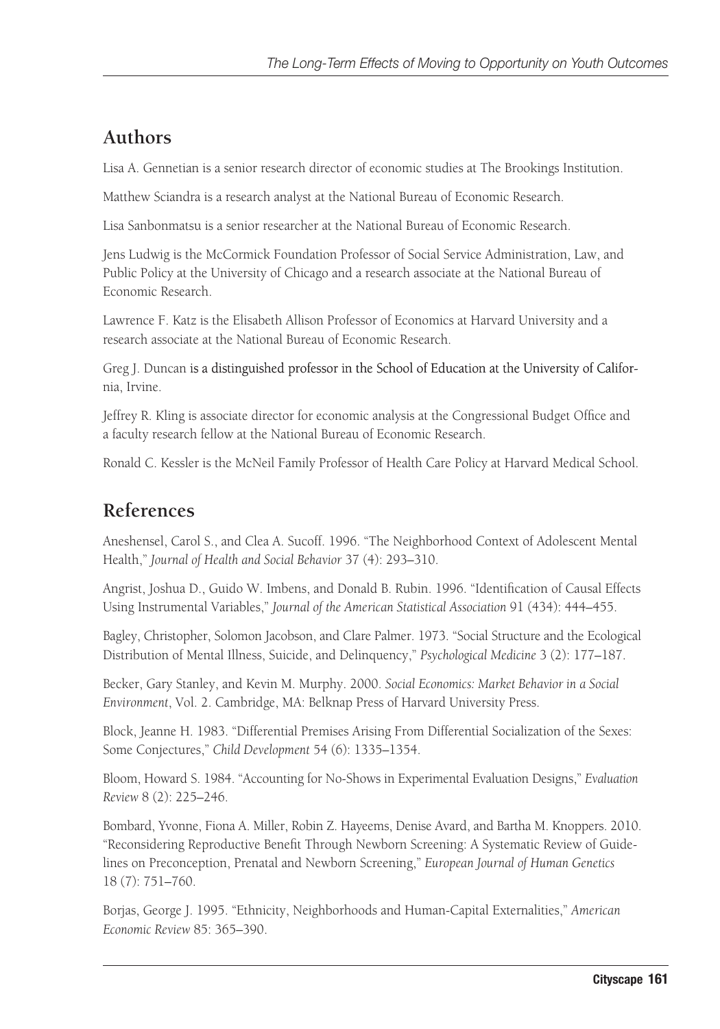## Authors

Lisa A. Gennetian is a senior research director of economic studies at The Brookings Institution.

Matthew Sciandra is a research analyst at the National Bureau of Economic Research.

Lisa Sanbonmatsu is a senior researcher at the National Bureau of Economic Research.

Jens Ludwig is the McCormick Foundation Professor of Social Service Administration, Law, and Public Policy at the University of Chicago and a research associate at the National Bureau of Economic Research.

Lawrence F. Katz is the Elisabeth Allison Professor of Economics at Harvard University and a research associate at the National Bureau of Economic Research.

Greg J. Duncan is a distinguished professor in the School of Education at the University of California, Irvine.

Jeffrey R. Kling is associate director for economic analysis at the Congressional Budget Office and a faculty research fellow at the National Bureau of Economic Research.

Ronald C. Kessler is the McNeil Family Professor of Health Care Policy at Harvard Medical School.

## References

Aneshensel, Carol S., and Clea A. Sucoff. 1996. "The Neighborhood Context of Adolescent Mental Health," *Journal of Health and Social Behavior* 37 (4): 293–310.

Angrist, Joshua D., Guido W. Imbens, and Donald B. Rubin. 1996. "Identification of Causal Effects Using Instrumental Variables," *Journal of the American Statistical Association* 91 (434): 444–455.

Bagley, Christopher, Solomon Jacobson, and Clare Palmer. 1973. "Social Structure and the Ecological Distribution of Mental Illness, Suicide, and Delinquency," *Psychological Medicine* 3 (2): 177–187.

Becker, Gary Stanley, and Kevin M. Murphy. 2000. *Social Economics: Market Behavior in a Social Environment*, Vol. 2. Cambridge, MA: Belknap Press of Harvard University Press.

Block, Jeanne H. 1983. "Differential Premises Arising From Differential Socialization of the Sexes: Some Conjectures," *Child Development* 54 (6): 1335–1354.

Bloom, Howard S. 1984. "Accounting for No-Shows in Experimental Evaluation Designs," *Evaluation Review* 8 (2): 225–246.

Bombard, Yvonne, Fiona A. Miller, Robin Z. Hayeems, Denise Avard, and Bartha M. Knoppers. 2010. "Reconsidering Reproductive Benefit Through Newborn Screening: A Systematic Review of Guidelines on Preconception, Prenatal and Newborn Screening," *European Journal of Human Genetics* 18 (7): 751–760.

Borjas, George J. 1995. "Ethnicity, Neighborhoods and Human-Capital Externalities," *American Economic Review* 85: 365–390.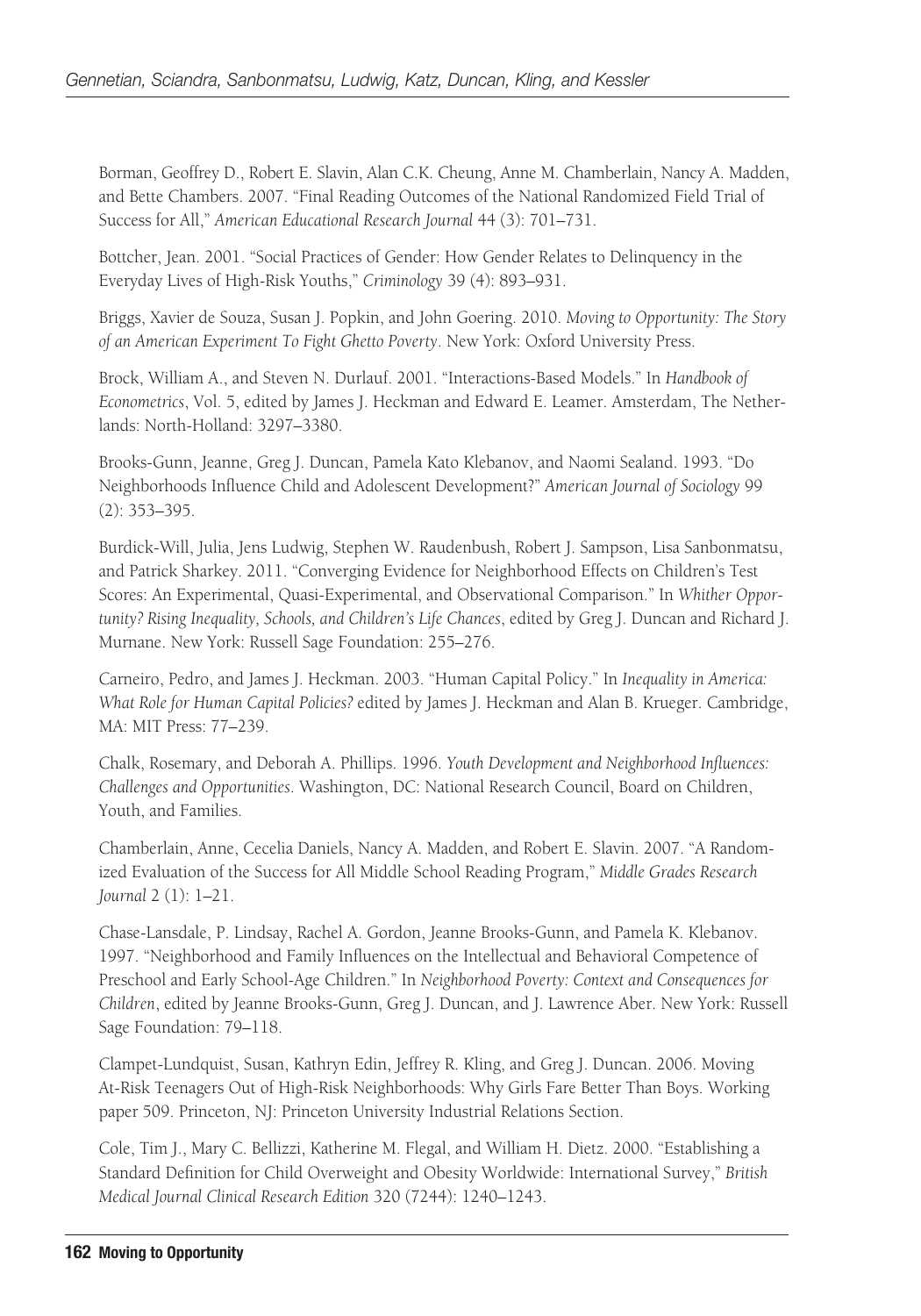Borman, Geoffrey D., Robert E. Slavin, Alan C.K. Cheung, Anne M. Chamberlain, Nancy A. Madden, and Bette Chambers. 2007. "Final Reading Outcomes of the National Randomized Field Trial of Success for All," *American Educational Research Journal* 44 (3): 701–731.

Bottcher, Jean. 2001. "Social Practices of Gender: How Gender Relates to Delinquency in the Everyday Lives of High-Risk Youths," *Criminology* 39 (4): 893–931.

Briggs, Xavier de Souza, Susan J. Popkin, and John Goering. 2010. *Moving to Opportunity: The Story of an American Experiment To Fight Ghetto Poverty*. New York: Oxford University Press.

Brock, William A., and Steven N. Durlauf. 2001. "Interactions-Based Models." In *Handbook of Econometrics*, Vol. 5, edited by James J. Heckman and Edward E. Leamer. Amsterdam, The Netherlands: North-Holland: 3297–3380.

Brooks-Gunn, Jeanne, Greg J. Duncan, Pamela Kato Klebanov, and Naomi Sealand. 1993. "Do Neighborhoods Influence Child and Adolescent Development?" *American Journal of Sociology* 99 (2): 353–395.

Burdick-Will, Julia, Jens Ludwig, Stephen W. Raudenbush, Robert J. Sampson, Lisa Sanbonmatsu, and Patrick Sharkey. 2011. "Converging Evidence for Neighborhood Effects on Children's Test Scores: An Experimental, Quasi-Experimental, and Observational Comparison." In *Whither Opportunity? Rising Inequality, Schools, and Children's Life Chances*, edited by Greg J. Duncan and Richard J. Murnane. New York: Russell Sage Foundation: 255–276.

Carneiro, Pedro, and James J. Heckman. 2003. "Human Capital Policy." In *Inequality in America: What Role for Human Capital Policies?* edited by James J. Heckman and Alan B. Krueger. Cambridge, MA: MIT Press: 77–239.

Chalk, Rosemary, and Deborah A. Phillips. 1996. *Youth Development and Neighborhood Influences: Challenges and Opportunities*. Washington, DC: National Research Council, Board on Children, Youth, and Families.

Chamberlain, Anne, Cecelia Daniels, Nancy A. Madden, and Robert E. Slavin. 2007. "A Randomized Evaluation of the Success for All Middle School Reading Program," *Middle Grades Research Journal* 2 (1): 1–21.

Chase-Lansdale, P. Lindsay, Rachel A. Gordon, Jeanne Brooks-Gunn, and Pamela K. Klebanov. 1997. "Neighborhood and Family Influences on the Intellectual and Behavioral Competence of Preschool and Early School-Age Children." In *Neighborhood Poverty: Context and Consequences for Children*, edited by Jeanne Brooks-Gunn, Greg J. Duncan, and J. Lawrence Aber. New York: Russell Sage Foundation: 79–118.

Clampet-Lundquist, Susan, Kathryn Edin, Jeffrey R. Kling, and Greg J. Duncan. 2006. Moving At-Risk Teenagers Out of High-Risk Neighborhoods: Why Girls Fare Better Than Boys. Working paper 509. Princeton, NJ: Princeton University Industrial Relations Section.

Cole, Tim J., Mary C. Bellizzi, Katherine M. Flegal, and William H. Dietz. 2000. "Establishing a Standard Definition for Child Overweight and Obesity Worldwide: International Survey," *British Medical Journal Clinical Research Edition* 320 (7244): 1240–1243.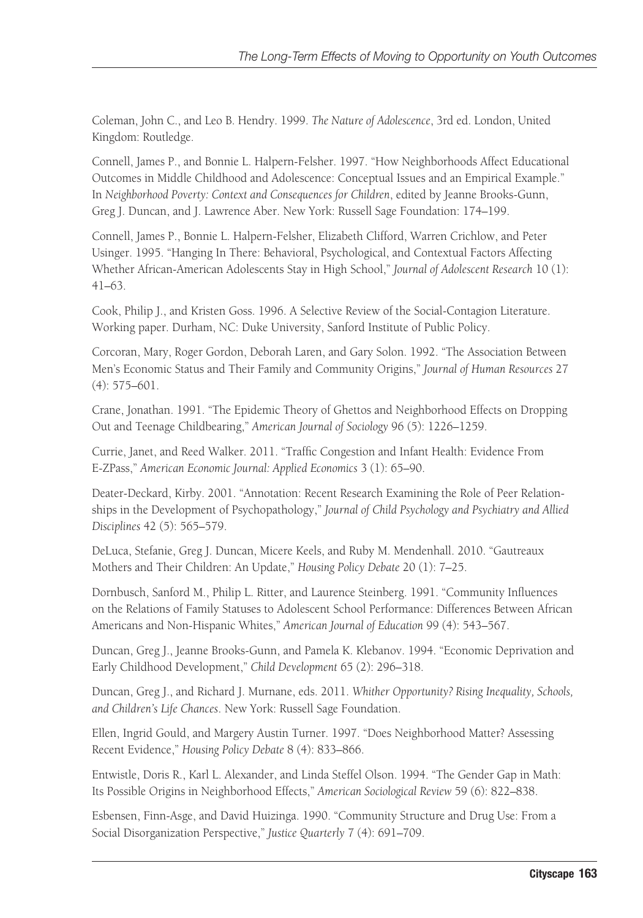Coleman, John C., and Leo B. Hendry. 1999. *The Nature of Adolescence*, 3rd ed. London, United Kingdom: Routledge.

Connell, James P., and Bonnie L. Halpern-Felsher. 1997. "How Neighborhoods Affect Educational Outcomes in Middle Childhood and Adolescence: Conceptual Issues and an Empirical Example." In *Neighborhood Poverty: Context and Consequences for Children*, edited by Jeanne Brooks-Gunn, Greg J. Duncan, and J. Lawrence Aber. New York: Russell Sage Foundation: 174–199.

Connell, James P., Bonnie L. Halpern-Felsher, Elizabeth Clifford, Warren Crichlow, and Peter Usinger. 1995. "Hanging In There: Behavioral, Psychological, and Contextual Factors Affecting Whether African-American Adolescents Stay in High School," *Journal of Adolescent Research* 10 (1): 41–63.

Cook, Philip J., and Kristen Goss. 1996. A Selective Review of the Social-Contagion Literature. Working paper. Durham, NC: Duke University, Sanford Institute of Public Policy.

Corcoran, Mary, Roger Gordon, Deborah Laren, and Gary Solon. 1992. "The Association Between Men's Economic Status and Their Family and Community Origins," *Journal of Human Resources* 27 (4): 575–601.

Crane, Jonathan. 1991. "The Epidemic Theory of Ghettos and Neighborhood Effects on Dropping Out and Teenage Childbearing," *American Journal of Sociology* 96 (5): 1226–1259.

Currie, Janet, and Reed Walker. 2011. "Traffic Congestion and Infant Health: Evidence From E-ZPass," *American Economic Journal: Applied Economics* 3 (1): 65–90.

Deater-Deckard, Kirby. 2001. "Annotation: Recent Research Examining the Role of Peer Relationships in the Development of Psychopathology," *Journal of Child Psychology and Psychiatry and Allied Disciplines* 42 (5): 565–579.

DeLuca, Stefanie, Greg J. Duncan, Micere Keels, and Ruby M. Mendenhall. 2010. "Gautreaux Mothers and Their Children: An Update," *Housing Policy Debate* 20 (1): 7–25.

Dornbusch, Sanford M., Philip L. Ritter, and Laurence Steinberg. 1991. "Community Influences on the Relations of Family Statuses to Adolescent School Performance: Differences Between African Americans and Non-Hispanic Whites," *American Journal of Education* 99 (4): 543–567.

Duncan, Greg J., Jeanne Brooks-Gunn, and Pamela K. Klebanov. 1994. "Economic Deprivation and Early Childhood Development," *Child Development* 65 (2): 296–318.

Duncan, Greg J., and Richard J. Murnane, eds. 2011. *Whither Opportunity? Rising Inequality, Schools, and Children's Life Chances*. New York: Russell Sage Foundation.

Ellen, Ingrid Gould, and Margery Austin Turner. 1997. "Does Neighborhood Matter? Assessing Recent Evidence," *Housing Policy Debate* 8 (4): 833–866.

Entwistle, Doris R., Karl L. Alexander, and Linda Steffel Olson. 1994. "The Gender Gap in Math: Its Possible Origins in Neighborhood Effects," *American Sociological Review* 59 (6): 822–838.

Esbensen, Finn-Asge, and David Huizinga. 1990. "Community Structure and Drug Use: From a Social Disorganization Perspective," *Justice Quarterly* 7 (4): 691–709.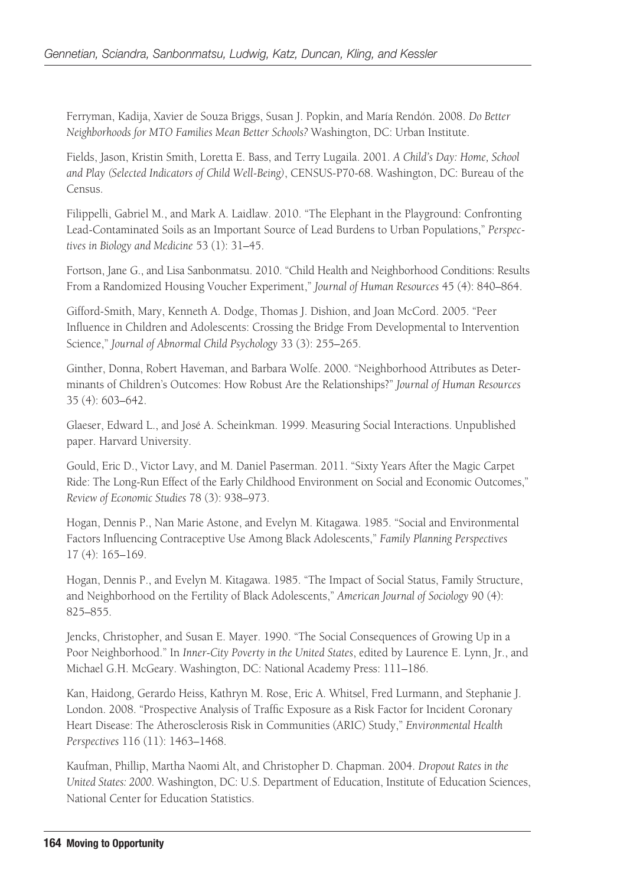Ferryman, Kadija, Xavier de Souza Briggs, Susan J. Popkin, and María Rendón. 2008. *Do Better Neighborhoods for MTO Families Mean Better Schools?* Washington, DC: Urban Institute.

Fields, Jason, Kristin Smith, Loretta E. Bass, and Terry Lugaila. 2001. *A Child's Day: Home, School and Play (Selected Indicators of Child Well-Being)*, CENSUS-P70-68. Washington, DC: Bureau of the Census.

Filippelli, Gabriel M., and Mark A. Laidlaw. 2010. "The Elephant in the Playground: Confronting Lead-Contaminated Soils as an Important Source of Lead Burdens to Urban Populations," *Perspectives in Biology and Medicine* 53 (1): 31–45.

Fortson, Jane G., and Lisa Sanbonmatsu. 2010. "Child Health and Neighborhood Conditions: Results From a Randomized Housing Voucher Experiment," *Journal of Human Resources* 45 (4): 840–864.

Gifford-Smith, Mary, Kenneth A. Dodge, Thomas J. Dishion, and Joan McCord. 2005. "Peer Influence in Children and Adolescents: Crossing the Bridge From Developmental to Intervention Science," *Journal of Abnormal Child Psychology* 33 (3): 255–265.

Ginther, Donna, Robert Haveman, and Barbara Wolfe. 2000. "Neighborhood Attributes as Determinants of Children's Outcomes: How Robust Are the Relationships?" *Journal of Human Resources* 35 (4): 603–642.

Glaeser, Edward L., and José A. Scheinkman. 1999. Measuring Social Interactions. Unpublished paper. Harvard University.

Gould, Eric D., Victor Lavy, and M. Daniel Paserman. 2011. "Sixty Years After the Magic Carpet Ride: The Long-Run Effect of the Early Childhood Environment on Social and Economic Outcomes," *Review of Economic Studies* 78 (3): 938–973.

Hogan, Dennis P., Nan Marie Astone, and Evelyn M. Kitagawa. 1985. "Social and Environmental Factors Influencing Contraceptive Use Among Black Adolescents," *Family Planning Perspectives* 17 (4): 165–169.

Hogan, Dennis P., and Evelyn M. Kitagawa. 1985. "The Impact of Social Status, Family Structure, and Neighborhood on the Fertility of Black Adolescents," *American Journal of Sociology* 90 (4): 825–855.

Jencks, Christopher, and Susan E. Mayer. 1990. "The Social Consequences of Growing Up in a Poor Neighborhood." In *Inner-City Poverty in the United States*, edited by Laurence E. Lynn, Jr., and Michael G.H. McGeary. Washington, DC: National Academy Press: 111–186.

Kan, Haidong, Gerardo Heiss, Kathryn M. Rose, Eric A. Whitsel, Fred Lurmann, and Stephanie J. London. 2008. "Prospective Analysis of Traffic Exposure as a Risk Factor for Incident Coronary Heart Disease: The Atherosclerosis Risk in Communities (ARIC) Study," *Environmental Health Perspectives* 116 (11): 1463–1468.

Kaufman, Phillip, Martha Naomi Alt, and Christopher D. Chapman. 2004. *Dropout Rates in the United States: 2000*. Washington, DC: U.S. Department of Education, Institute of Education Sciences, National Center for Education Statistics.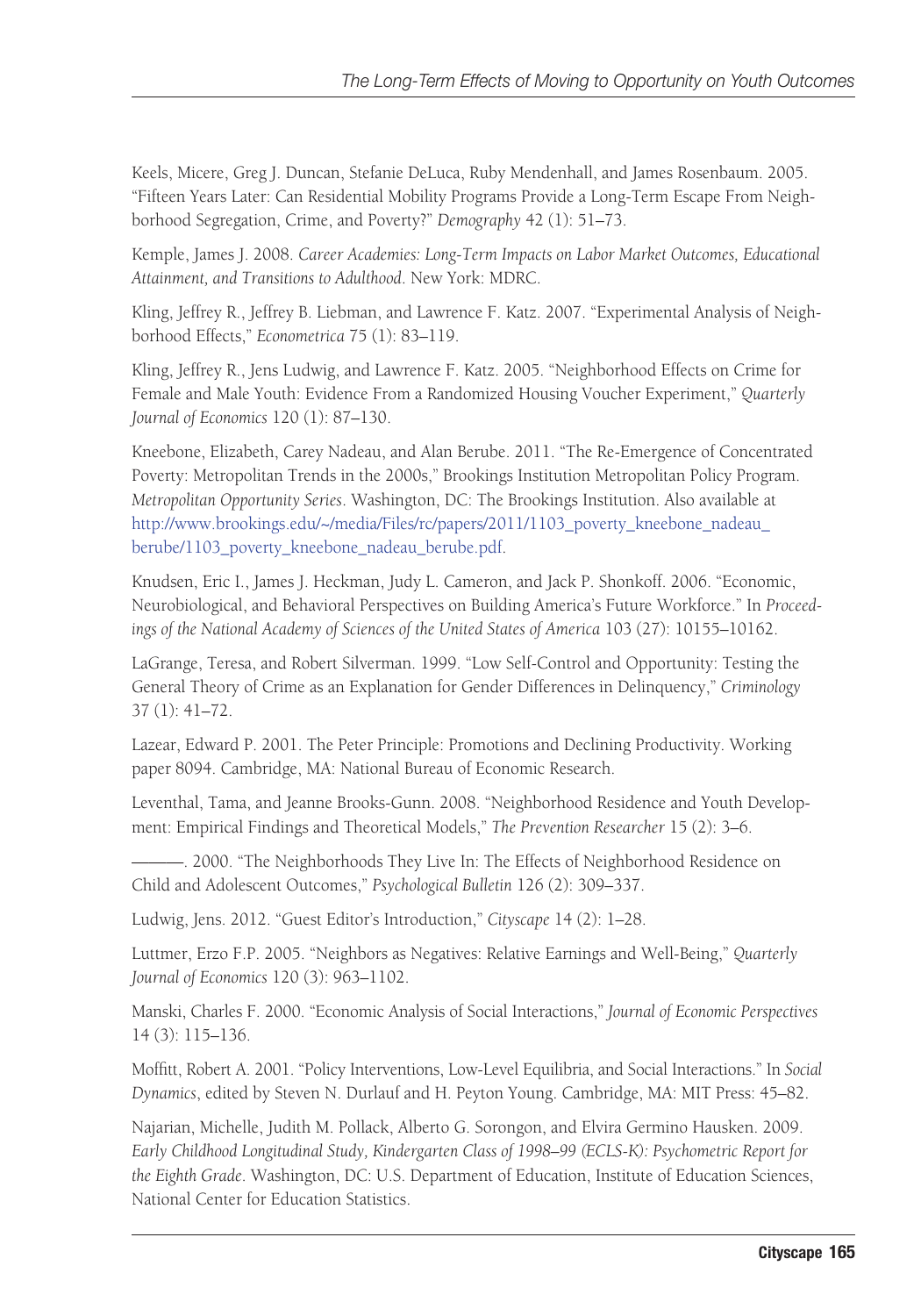Keels, Micere, Greg J. Duncan, Stefanie DeLuca, Ruby Mendenhall, and James Rosenbaum. 2005. "Fifteen Years Later: Can Residential Mobility Programs Provide a Long-Term Escape From Neighborhood Segregation, Crime, and Poverty?" *Demography* 42 (1): 51–73.

Kemple, James J. 2008. *Career Academies: Long-Term Impacts on Labor Market Outcomes, Educational Attainment, and Transitions to Adulthood*. New York: MDRC.

Kling, Jeffrey R., Jeffrey B. Liebman, and Lawrence F. Katz. 2007. "Experimental Analysis of Neighborhood Effects," *Econometrica* 75 (1): 83–119.

Kling, Jeffrey R., Jens Ludwig, and Lawrence F. Katz. 2005. "Neighborhood Effects on Crime for Female and Male Youth: Evidence From a Randomized Housing Voucher Experiment," *Quarterly Journal of Economics* 120 (1): 87–130.

Kneebone, Elizabeth, Carey Nadeau, and Alan Berube. 2011. "The Re-Emergence of Concentrated Poverty: Metropolitan Trends in the 2000s," Brookings Institution Metropolitan Policy Program. *Metropolitan Opportunity Series*. Washington, DC: The Brookings Institution. Also available at http://www.brookings.edu/~/media/Files/rc/papers/2011/1103_poverty_kneebone_nadeau_berube/1103_poverty_kneebone_nadeau_berube.pdf.

Knudsen, Eric I., James J. Heckman, Judy L. Cameron, and Jack P. Shonkoff. 2006. "Economic, Neurobiological, and Behavioral Perspectives on Building America's Future Workforce." In *Proceedings of the National Academy of Sciences of the United States of America* 103 (27): 10155–10162.

LaGrange, Teresa, and Robert Silverman. 1999. "Low Self-Control and Opportunity: Testing the General Theory of Crime as an Explanation for Gender Differences in Delinquency," *Criminology* 37 (1): 41–72.

Lazear, Edward P. 2001. The Peter Principle: Promotions and Declining Productivity. Working paper 8094. Cambridge, MA: National Bureau of Economic Research.

Leventhal, Tama, and Jeanne Brooks-Gunn. 2008. "Neighborhood Residence and Youth Development: Empirical Findings and Theoretical Models," *The Prevention Researcher* 15 (2): 3–6.

———. 2000. "The Neighborhoods They Live In: The Effects of Neighborhood Residence on Child and Adolescent Outcomes," *Psychological Bulletin* 126 (2): 309–337.

Ludwig, Jens. 2012. "Guest Editor's Introduction," *Cityscape* 14 (2): 1–28.

Luttmer, Erzo F.P. 2005. "Neighbors as Negatives: Relative Earnings and Well-Being," *Quarterly Journal of Economics* 120 (3): 963–1102.

Manski, Charles F. 2000. "Economic Analysis of Social Interactions," *Journal of Economic Perspectives* 14 (3): 115–136.

Moffitt, Robert A. 2001. "Policy Interventions, Low-Level Equilibria, and Social Interactions." In *Social Dynamics*, edited by Steven N. Durlauf and H. Peyton Young. Cambridge, MA: MIT Press: 45–82.

Najarian, Michelle, Judith M. Pollack, Alberto G. Sorongon, and Elvira Germino Hausken. 2009. *Early Childhood Longitudinal Study, Kindergarten Class of 1998–99 (ECLS-K): Psychometric Report for the Eighth Grade*. Washington, DC: U.S. Department of Education, Institute of Education Sciences, National Center for Education Statistics.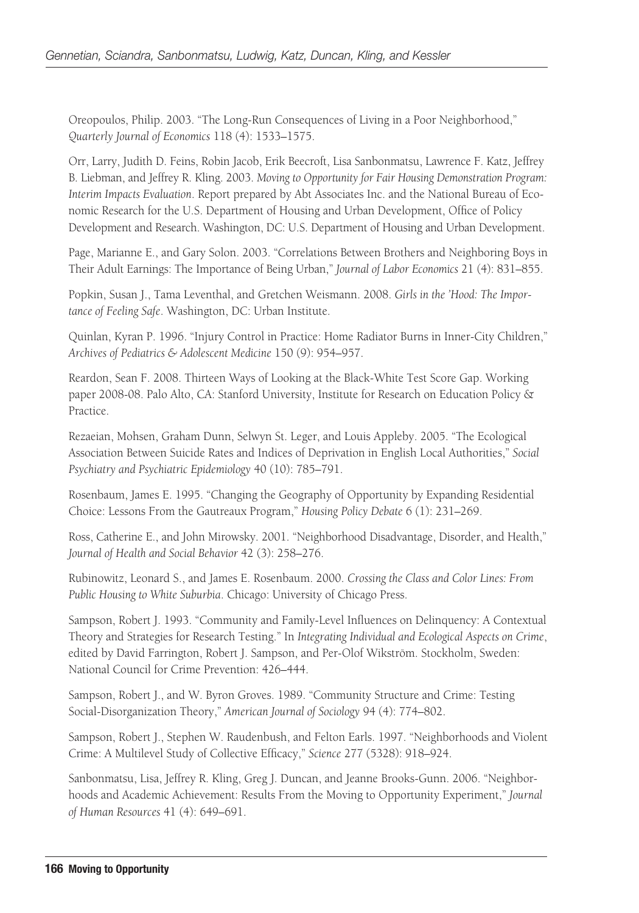Oreopoulos, Philip. 2003. “The Long-Run Consequences of Living in a Poor Neighborhood,” *Quarterly Journal of Economics* 118 (4): 1533–1575.

Orr, Larry, Judith D. Feins, Robin Jacob, Erik Beecroft, Lisa Sanbonmatsu, Lawrence F. Katz, Jeffrey B. Liebman, and Jeffrey R. Kling. 2003. *Moving to Opportunity for Fair Housing Demonstration Program: Interim Impacts Evaluation*. Report prepared by Abt Associates Inc. and the National Bureau of Economic Research for the U.S. Department of Housing and Urban Development, Office of Policy Development and Research. Washington, DC: U.S. Department of Housing and Urban Development.

Page, Marianne E., and Gary Solon. 2003. “Correlations Between Brothers and Neighboring Boys in Their Adult Earnings: The Importance of Being Urban,” *Journal of Labor Economics* 21 (4): 831–855.

Popkin, Susan J., Tama Leventhal, and Gretchen Weismann. 2008. *Girls in the ’Hood: The Importance of Feeling Safe*. Washington, DC: Urban Institute.

Quinlan, Kyran P. 1996. “Injury Control in Practice: Home Radiator Burns in Inner-City Children,” *Archives of Pediatrics & Adolescent Medicine* 150 (9): 954–957.

Reardon, Sean F. 2008. Thirteen Ways of Looking at the Black-White Test Score Gap. Working paper 2008-08. Palo Alto, CA: Stanford University, Institute for Research on Education Policy & Practice.

Rezaeian, Mohsen, Graham Dunn, Selwyn St. Leger, and Louis Appleby. 2005. “The Ecological Association Between Suicide Rates and Indices of Deprivation in English Local Authorities,” *Social Psychiatry and Psychiatric Epidemiology* 40 (10): 785–791.

Rosenbaum, James E. 1995. “Changing the Geography of Opportunity by Expanding Residential Choice: Lessons From the Gautreaux Program,” *Housing Policy Debate* 6 (1): 231–269.

Ross, Catherine E., and John Mirowsky. 2001. “Neighborhood Disadvantage, Disorder, and Health,” *Journal of Health and Social Behavior* 42 (3): 258–276.

Rubinowitz, Leonard S., and James E. Rosenbaum. 2000. *Crossing the Class and Color Lines: From Public Housing to White Suburbia*. Chicago: University of Chicago Press.

Sampson, Robert J. 1993. “Community and Family-Level Influences on Delinquency: A Contextual Theory and Strategies for Research Testing.” In *Integrating Individual and Ecological Aspects on Crime*, edited by David Farrington, Robert J. Sampson, and Per-Olof Wikström. Stockholm, Sweden: National Council for Crime Prevention: 426–444.

Sampson, Robert J., and W. Byron Groves. 1989. “Community Structure and Crime: Testing Social-Disorganization Theory,” *American Journal of Sociology* 94 (4): 774–802.

Sampson, Robert J., Stephen W. Raudenbush, and Felton Earls. 1997. “Neighborhoods and Violent Crime: A Multilevel Study of Collective Efficacy,” *Science* 277 (5328): 918–924.

Sanbonmatsu, Lisa, Jeffrey R. Kling, Greg J. Duncan, and Jeanne Brooks-Gunn. 2006. “Neighborhoods and Academic Achievement: Results From the Moving to Opportunity Experiment,” *Journal of Human Resources* 41 (4): 649–691.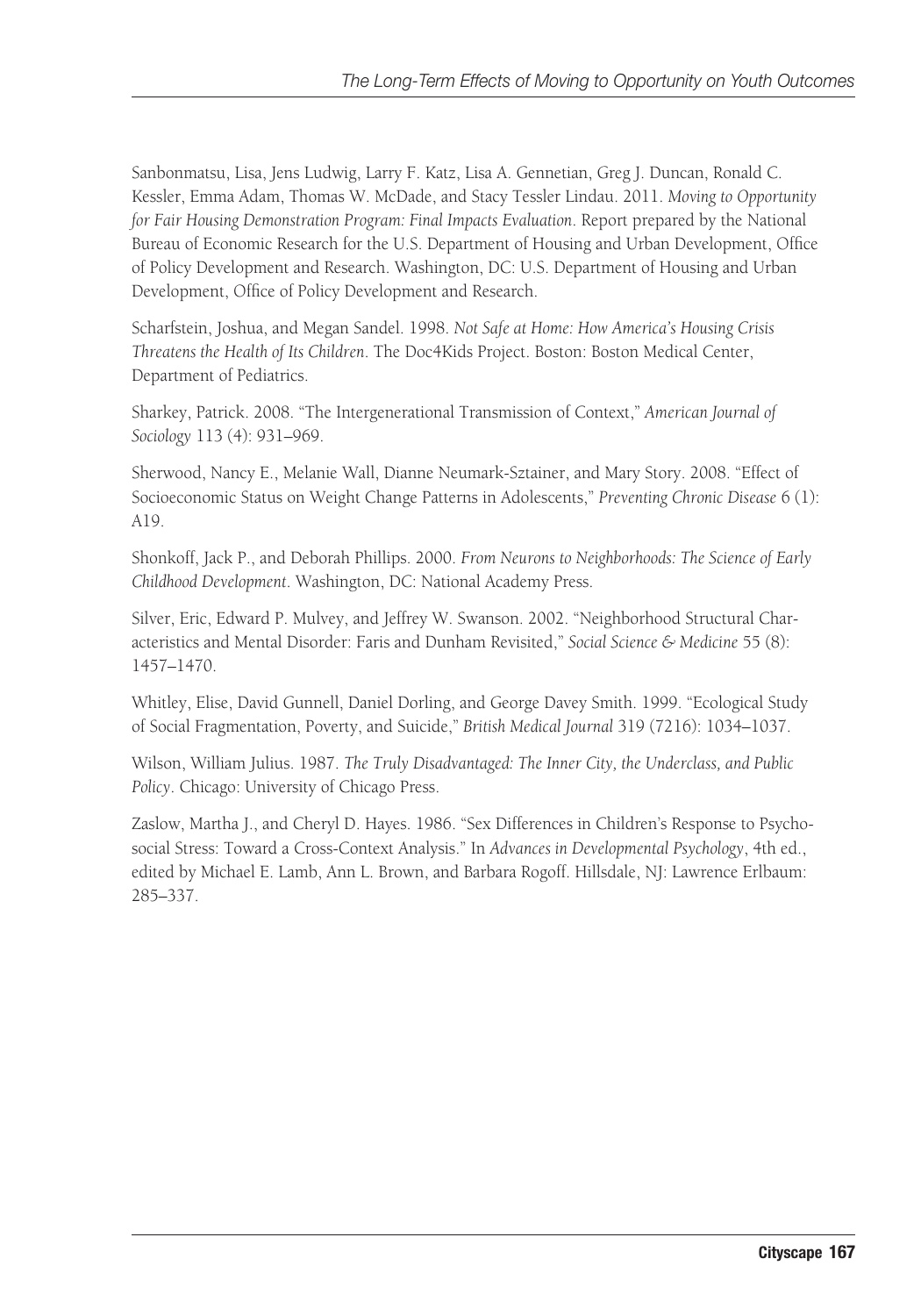Sanbonmatsu, Lisa, Jens Ludwig, Larry F. Katz, Lisa A. Gennetian, Greg J. Duncan, Ronald C. Kessler, Emma Adam, Thomas W. McDade, and Stacy Tessler Lindau. 2011. *Moving to Opportunity for Fair Housing Demonstration Program: Final Impacts Evaluation*. Report prepared by the National Bureau of Economic Research for the U.S. Department of Housing and Urban Development, Office of Policy Development and Research. Washington, DC: U.S. Department of Housing and Urban Development, Office of Policy Development and Research.

Scharfstein, Joshua, and Megan Sandel. 1998. *Not Safe at Home: How America's Housing Crisis Threatens the Health of Its Children*. The Doc4Kids Project. Boston: Boston Medical Center, Department of Pediatrics.

Sharkey, Patrick. 2008. "The Intergenerational Transmission of Context," *American Journal of Sociology* 113 (4): 931–969.

Sherwood, Nancy E., Melanie Wall, Dianne Neumark-Sztainer, and Mary Story. 2008. "Effect of Socioeconomic Status on Weight Change Patterns in Adolescents," *Preventing Chronic Disease* 6 (1): A19.

Shonkoff, Jack P., and Deborah Phillips. 2000. *From Neurons to Neighborhoods: The Science of Early Childhood Development*. Washington, DC: National Academy Press.

Silver, Eric, Edward P. Mulvey, and Jeffrey W. Swanson. 2002. "Neighborhood Structural Characteristics and Mental Disorder: Faris and Dunham Revisited," *Social Science & Medicine* 55 (8): 1457–1470.

Whitley, Elise, David Gunnell, Daniel Dorling, and George Davey Smith. 1999. "Ecological Study of Social Fragmentation, Poverty, and Suicide," *British Medical Journal* 319 (7216): 1034–1037.

Wilson, William Julius. 1987. *The Truly Disadvantaged: The Inner City, the Underclass, and Public Policy*. Chicago: University of Chicago Press.

Zaslow, Martha J., and Cheryl D. Hayes. 1986. "Sex Differences in Children's Response to Psychosocial Stress: Toward a Cross-Context Analysis." In *Advances in Developmental Psychology*, 4th ed., edited by Michael E. Lamb, Ann L. Brown, and Barbara Rogoff. Hillsdale, NJ: Lawrence Erlbaum: 285–337.